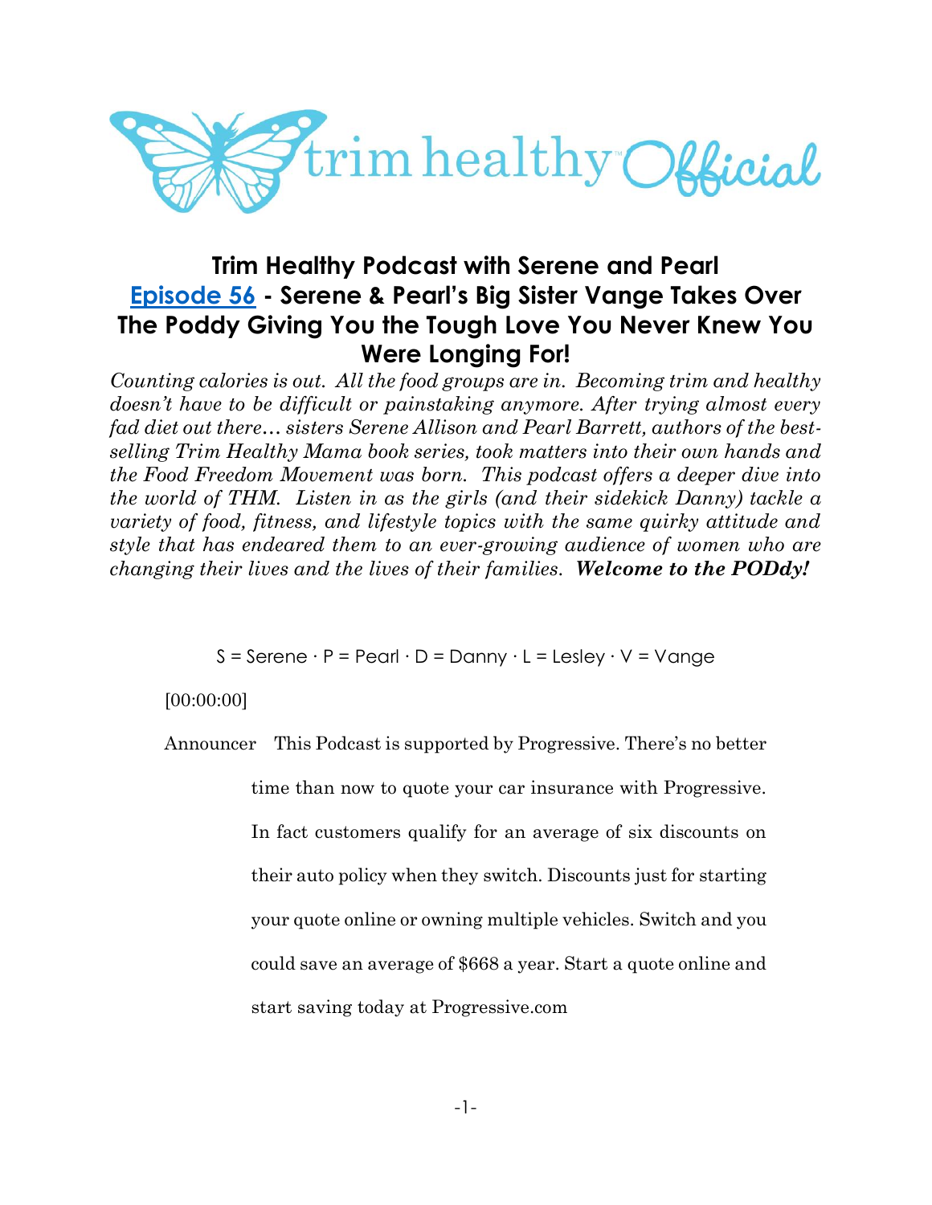# Trim Healthy Podcast with Serene and Pearl

## Episode 56 - Serene & Pearl's Big Sister Vange Takes Over The Poddy Giving You the Tough Love You Never Knew You Were Longing For!

*Counting calories is out. All the food groups are in. Becoming trim and healthy doesn't have to be difficult or painstaking anymore. After trying almost every fad diet out there… sisters Serene Allison and Pearl Barrett, authors of the best-selling Trim Healthy Mama book series, took matters into their own hands and the Food Freedom Movement was born. This podcast offers a deeper dive into the world of THM. Listen in as the girls (and their sidekick Danny) tackle a variety of food, fitness, and lifestyle topics with the same quirky attitude and style that has endeared them to an ever-growing audience of women who are changing their lives and the lives of their families.* ***Welcome to the PODdy!***

S = Serene · P = Pearl · D = Danny · L = Lesley · V = Vange

[00:00:00]

Announcer This Podcast is supported by Progressive. There's no better time than now to quote your car insurance with Progressive. In fact customers qualify for an average of six discounts on their auto policy when they switch. Discounts just for starting your quote online or owning multiple vehicles. Switch and you could save an average of $668 a year. Start a quote online and start saving today at Progressive.com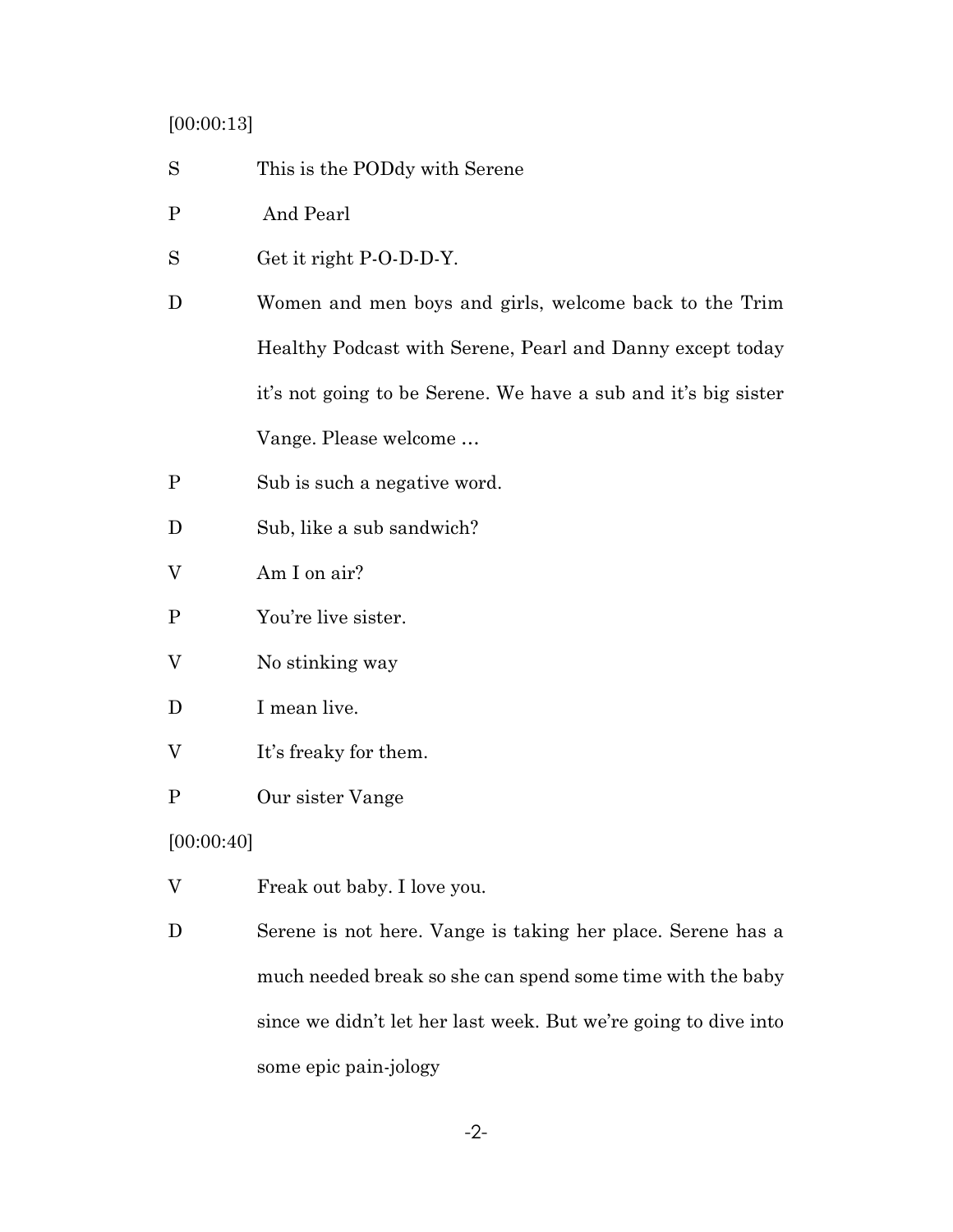[00:00:13]

S This is the PODdy with Serene

P And Pearl

S Get it right P-O-D-D-Y.

D Women and men boys and girls, welcome back to the Trim Healthy Podcast with Serene, Pearl and Danny except today it's not going to be Serene. We have a sub and it's big sister Vange. Please welcome …

P Sub is such a negative word.

D Sub, like a sub sandwich?

V Am I on air?

P You're live sister.

V No stinking way

D I mean live.

V It's freaky for them.

P Our sister Vange

[00:00:40]

V Freak out baby. I love you.

D Serene is not here. Vange is taking her place. Serene has a much needed break so she can spend some time with the baby since we didn't let her last week. But we're going to dive into some epic pain-jology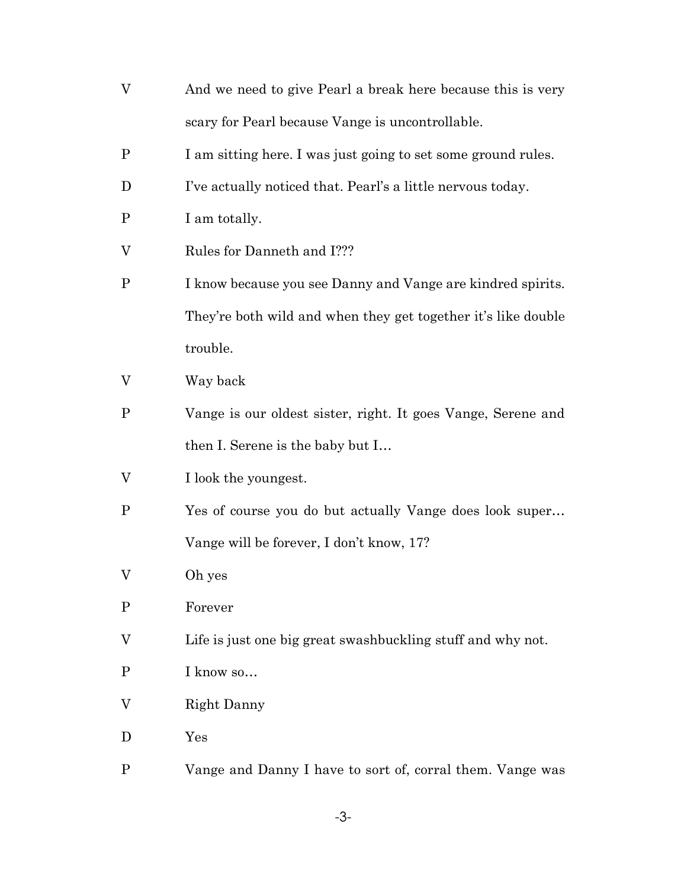V And we need to give Pearl a break here because this is very scary for Pearl because Vange is uncontrollable.

P I am sitting here. I was just going to set some ground rules.

D I've actually noticed that. Pearl's a little nervous today.

P I am totally.

V Rules for Danneth and I???

P I know because you see Danny and Vange are kindred spirits. They're both wild and when they get together it's like double trouble.

V Way back

P Vange is our oldest sister, right. It goes Vange, Serene and then I. Serene is the baby but I…

V I look the youngest.

P Yes of course you do but actually Vange does look super… Vange will be forever, I don't know, 17?

V Oh yes

P Forever

V Life is just one big great swashbuckling stuff and why not.

P I know so…

V Right Danny

D Yes

P Vange and Danny I have to sort of, corral them. Vange was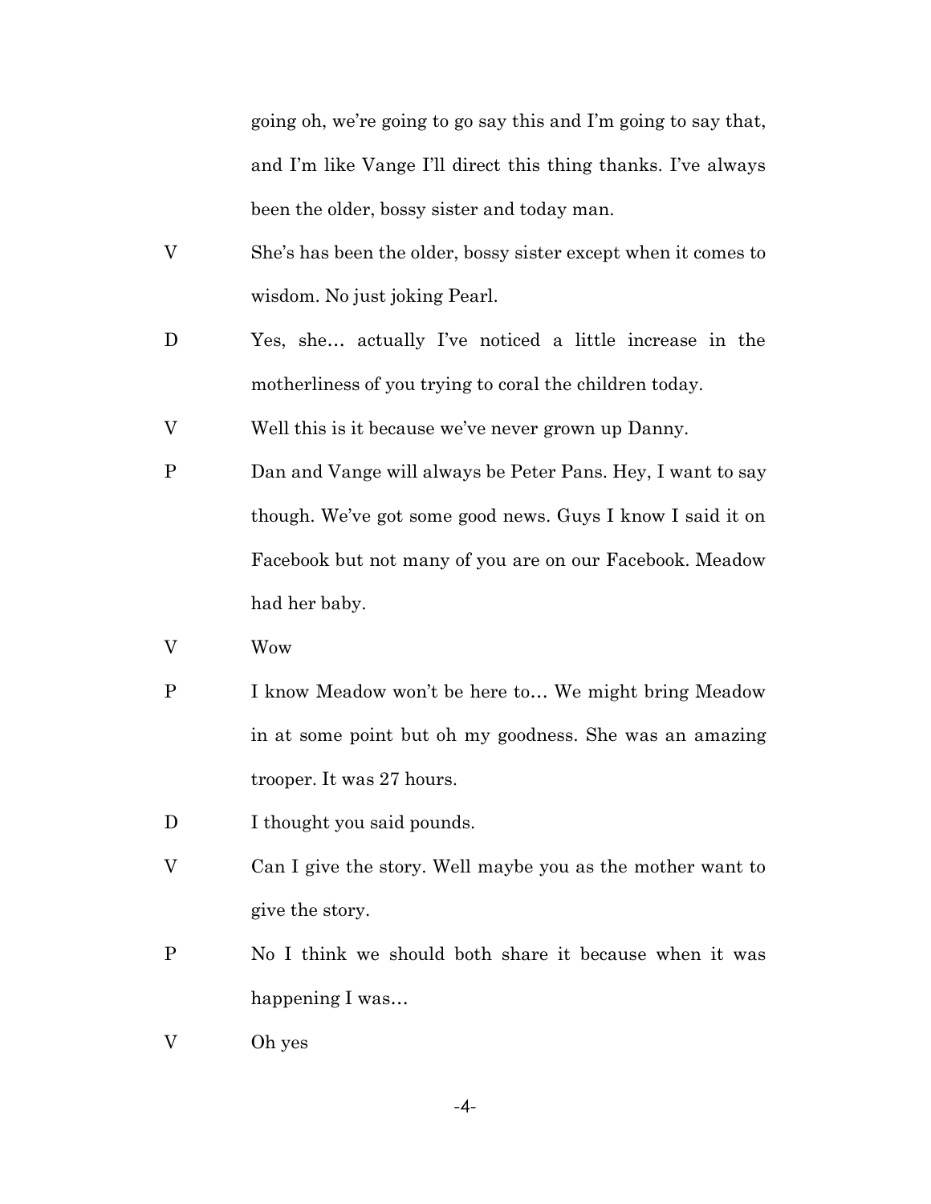going oh, we're going to go say this and I'm going to say that, and I'm like Vange I'll direct this thing thanks. I've always been the older, bossy sister and today man.

V She's has been the older, bossy sister except when it comes to wisdom. No just joking Pearl.

D Yes, she… actually I've noticed a little increase in the motherliness of you trying to coral the children today.

V Well this is it because we've never grown up Danny.

P Dan and Vange will always be Peter Pans. Hey, I want to say though. We've got some good news. Guys I know I said it on Facebook but not many of you are on our Facebook. Meadow had her baby.

V Wow

P I know Meadow won't be here to… We might bring Meadow in at some point but oh my goodness. She was an amazing trooper. It was 27 hours.

D I thought you said pounds.

V Can I give the story. Well maybe you as the mother want to give the story.

P No I think we should both share it because when it was happening I was…

V Oh yes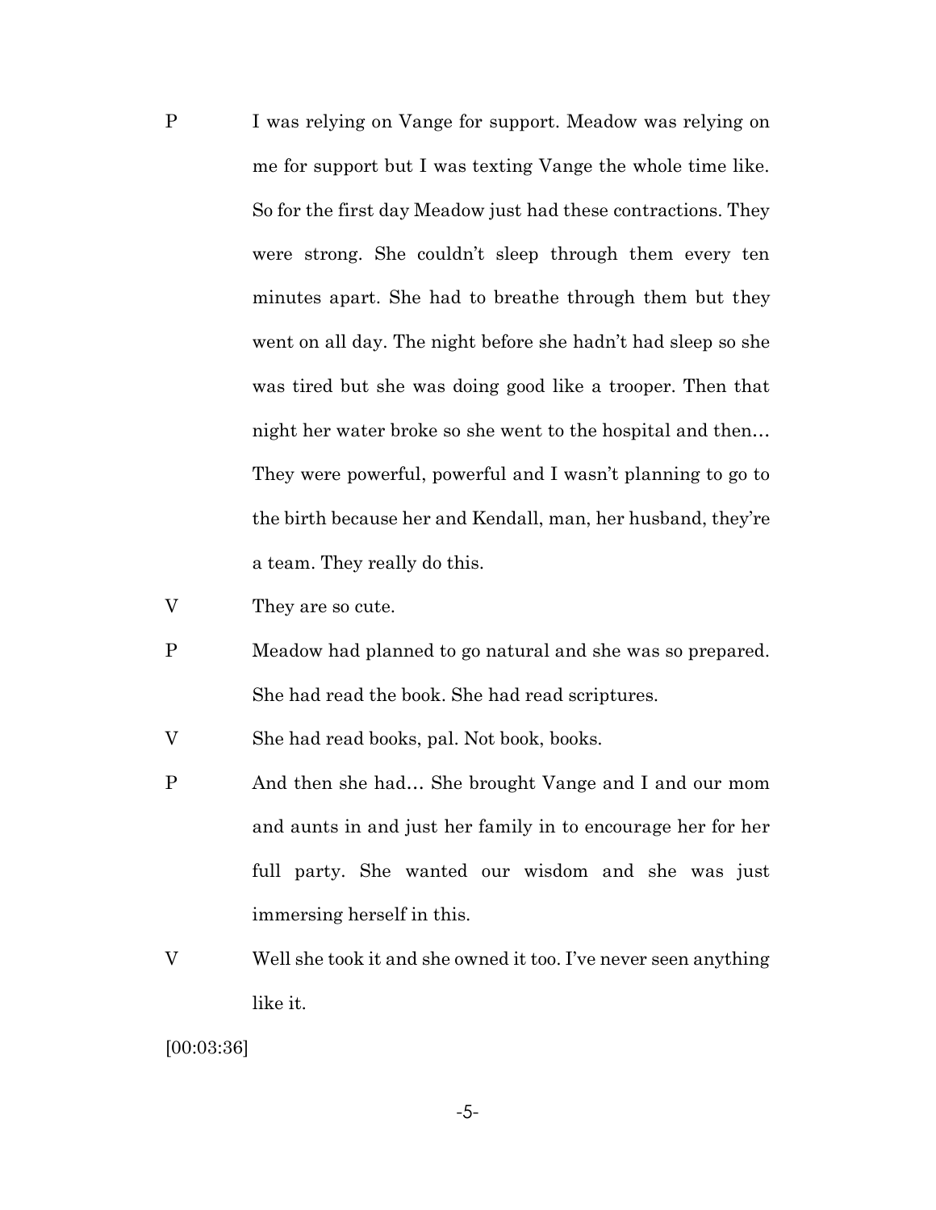P I was relying on Vange for support. Meadow was relying on me for support but I was texting Vange the whole time like. So for the first day Meadow just had these contractions. They were strong. She couldn't sleep through them every ten minutes apart. She had to breathe through them but they went on all day. The night before she hadn't had sleep so she was tired but she was doing good like a trooper. Then that night her water broke so she went to the hospital and then… They were powerful, powerful and I wasn't planning to go to the birth because her and Kendall, man, her husband, they're a team. They really do this.

V They are so cute.

P Meadow had planned to go natural and she was so prepared. She had read the book. She had read scriptures.

V She had read books, pal. Not book, books.

P And then she had… She brought Vange and I and our mom and aunts in and just her family in to encourage her for her full party. She wanted our wisdom and she was just immersing herself in this.

V Well she took it and she owned it too. I've never seen anything like it.

[00:03:36]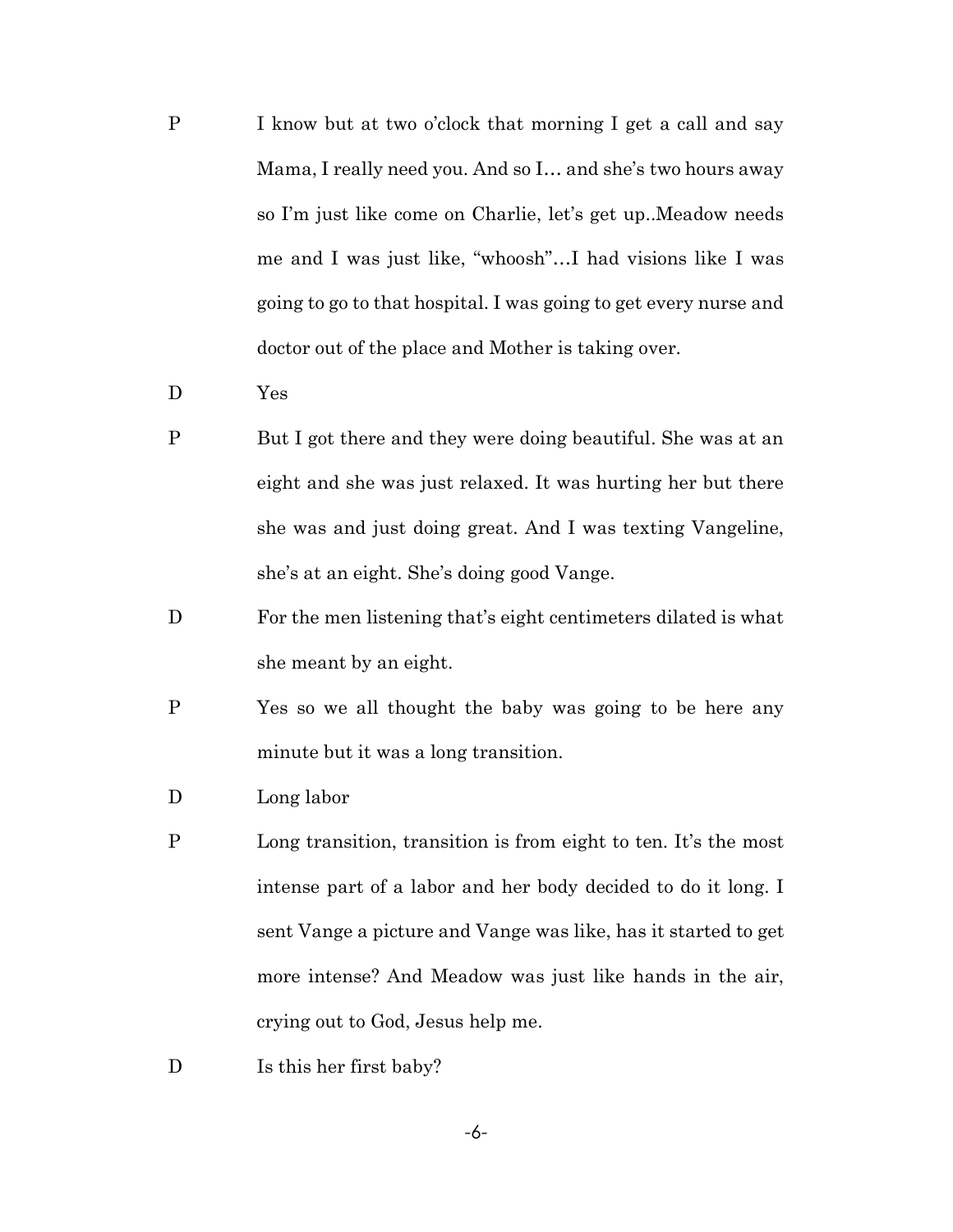P I know but at two o'clock that morning I get a call and say Mama, I really need you. And so I… and she's two hours away so I'm just like come on Charlie, let's get up..Meadow needs me and I was just like, "whoosh"…I had visions like I was going to go to that hospital. I was going to get every nurse and doctor out of the place and Mother is taking over.

D Yes

P But I got there and they were doing beautiful. She was at an eight and she was just relaxed. It was hurting her but there she was and just doing great. And I was texting Vangeline, she's at an eight. She's doing good Vange.

D For the men listening that's eight centimeters dilated is what she meant by an eight.

P Yes so we all thought the baby was going to be here any minute but it was a long transition.

D Long labor

P Long transition, transition is from eight to ten. It's the most intense part of a labor and her body decided to do it long. I sent Vange a picture and Vange was like, has it started to get more intense? And Meadow was just like hands in the air, crying out to God, Jesus help me.

D Is this her first baby?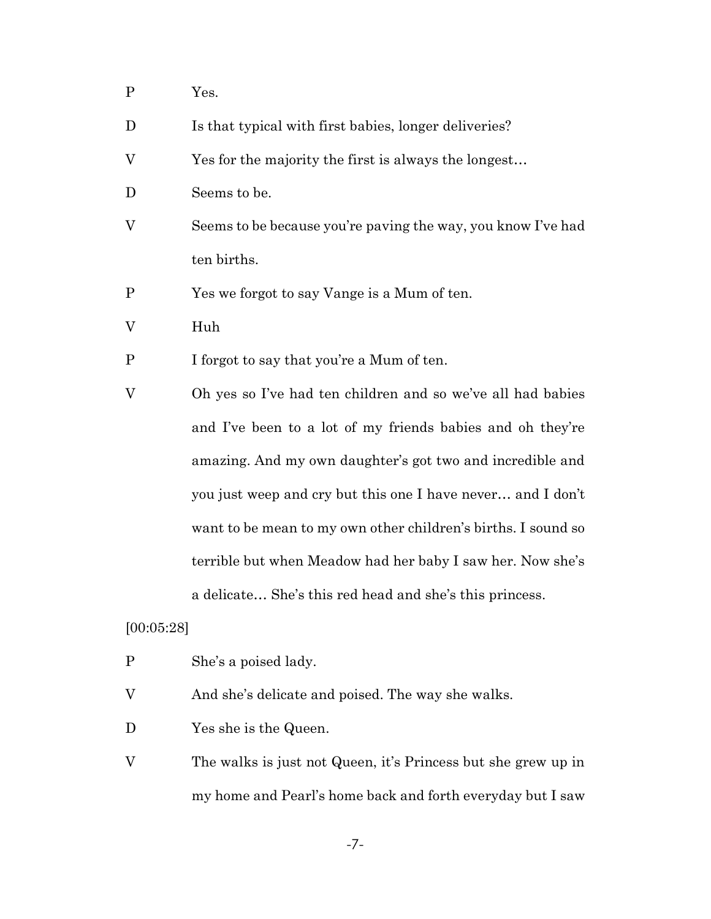P Yes.

D Is that typical with first babies, longer deliveries?

V Yes for the majority the first is always the longest…

D Seems to be.

V Seems to be because you're paving the way, you know I've had ten births.

P Yes we forgot to say Vange is a Mum of ten.

V Huh

P I forgot to say that you're a Mum of ten.

V Oh yes so I've had ten children and so we've all had babies and I've been to a lot of my friends babies and oh they're amazing. And my own daughter's got two and incredible and you just weep and cry but this one I have never… and I don't want to be mean to my own other children's births. I sound so terrible but when Meadow had her baby I saw her. Now she's a delicate… She's this red head and she's this princess.

[00:05:28]

P She's a poised lady.

V And she's delicate and poised. The way she walks.

D Yes she is the Queen.

V The walks is just not Queen, it's Princess but she grew up in my home and Pearl's home back and forth everyday but I saw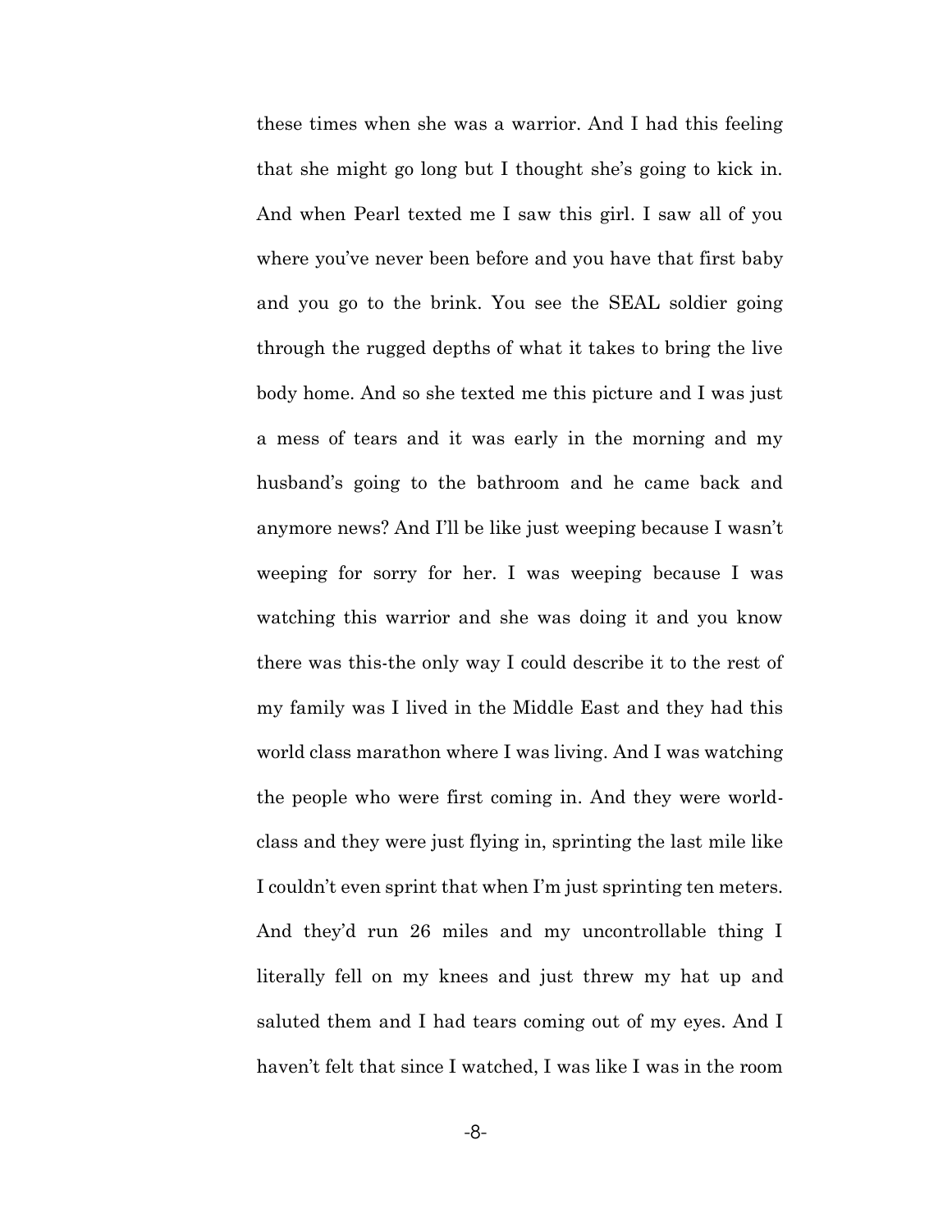these times when she was a warrior. And I had this feeling that she might go long but I thought she's going to kick in. And when Pearl texted me I saw this girl. I saw all of you where you've never been before and you have that first baby and you go to the brink. You see the SEAL soldier going through the rugged depths of what it takes to bring the live body home. And so she texted me this picture and I was just a mess of tears and it was early in the morning and my husband's going to the bathroom and he came back and anymore news? And I'll be like just weeping because I wasn't weeping for sorry for her. I was weeping because I was watching this warrior and she was doing it and you know there was this-the only way I could describe it to the rest of my family was I lived in the Middle East and they had this world class marathon where I was living. And I was watching the people who were first coming in. And they were world-class and they were just flying in, sprinting the last mile like I couldn't even sprint that when I'm just sprinting ten meters. And they'd run 26 miles and my uncontrollable thing I literally fell on my knees and just threw my hat up and saluted them and I had tears coming out of my eyes. And I haven't felt that since I watched, I was like I was in the room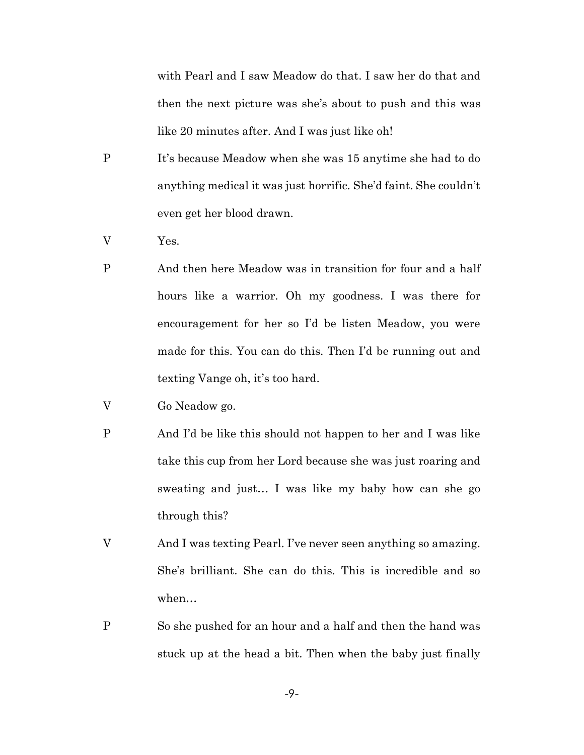with Pearl and I saw Meadow do that. I saw her do that and then the next picture was she's about to push and this was like 20 minutes after. And I was just like oh!

P It's because Meadow when she was 15 anytime she had to do anything medical it was just horrific. She'd faint. She couldn't even get her blood drawn.

V Yes.

P And then here Meadow was in transition for four and a half hours like a warrior. Oh my goodness. I was there for encouragement for her so I'd be listen Meadow, you were made for this. You can do this. Then I'd be running out and texting Vange oh, it's too hard.

V Go Neadow go.

P And I'd be like this should not happen to her and I was like take this cup from her Lord because she was just roaring and sweating and just… I was like my baby how can she go through this?

V And I was texting Pearl. I've never seen anything so amazing. She's brilliant. She can do this. This is incredible and so when…

P So she pushed for an hour and a half and then the hand was stuck up at the head a bit. Then when the baby just finally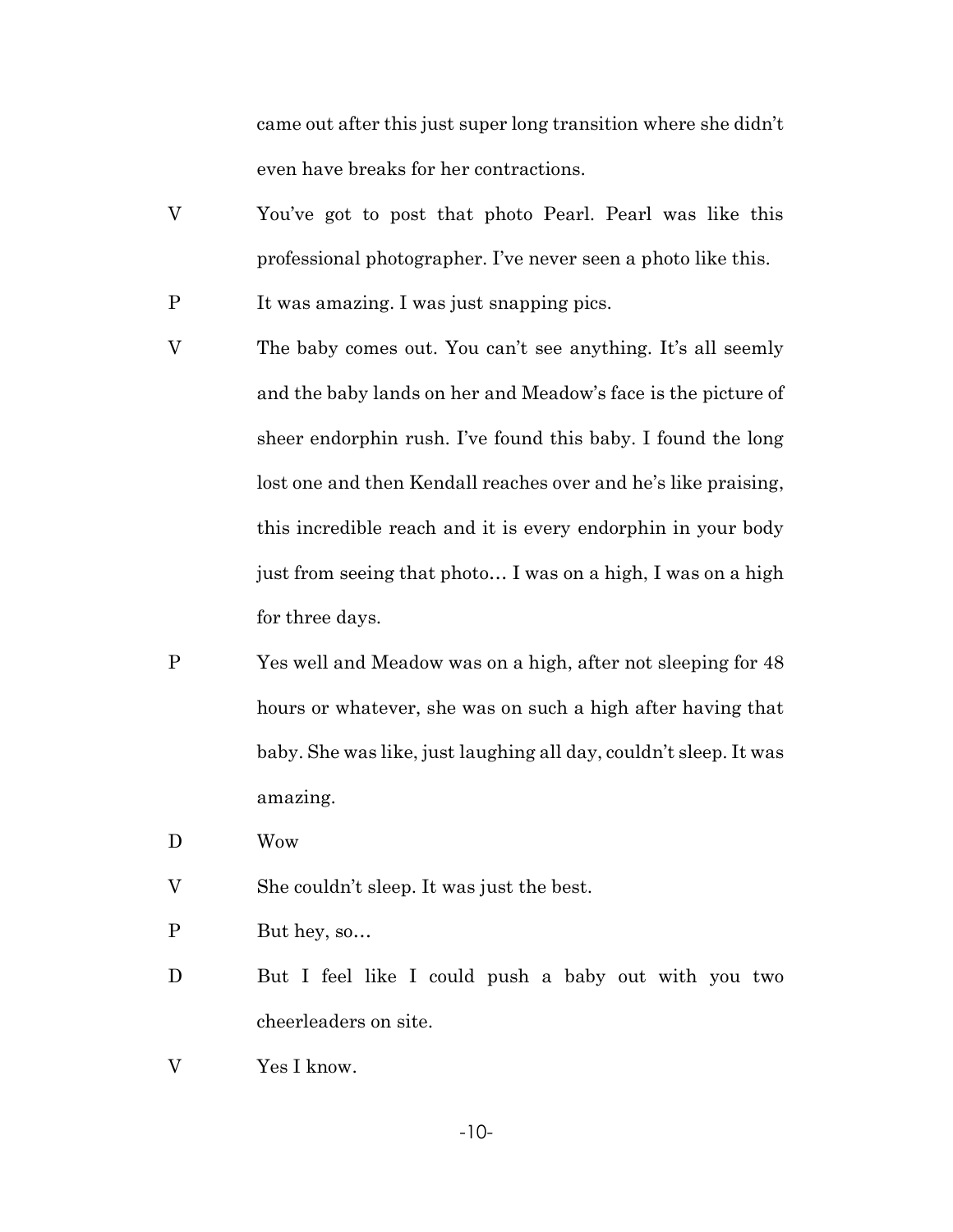came out after this just super long transition where she didn't even have breaks for her contractions.

V You've got to post that photo Pearl. Pearl was like this professional photographer. I've never seen a photo like this.

P It was amazing. I was just snapping pics.

V The baby comes out. You can't see anything. It's all seemly and the baby lands on her and Meadow's face is the picture of sheer endorphin rush. I've found this baby. I found the long lost one and then Kendall reaches over and he's like praising, this incredible reach and it is every endorphin in your body just from seeing that photo… I was on a high, I was on a high for three days.

P Yes well and Meadow was on a high, after not sleeping for 48 hours or whatever, she was on such a high after having that baby. She was like, just laughing all day, couldn't sleep. It was amazing.

D Wow

V She couldn't sleep. It was just the best.

P But hey, so…

D But I feel like I could push a baby out with you two cheerleaders on site.

V Yes I know.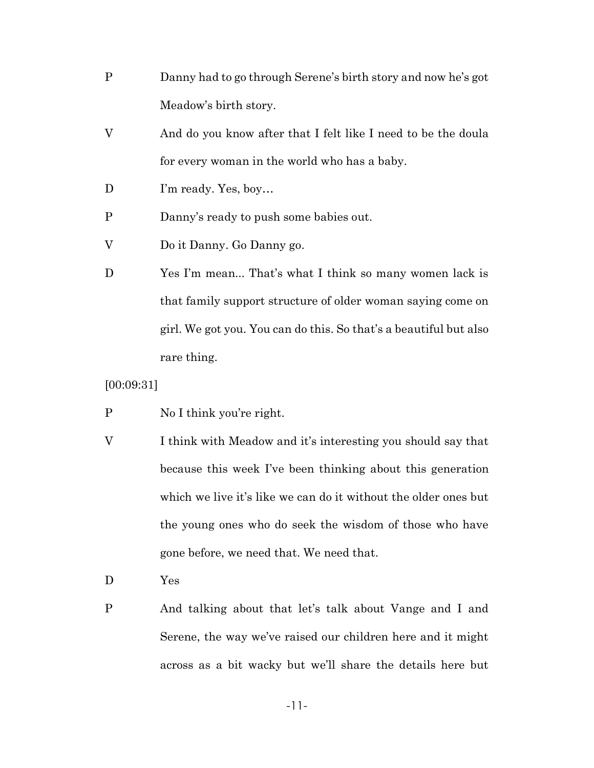P Danny had to go through Serene's birth story and now he's got Meadow's birth story.

V And do you know after that I felt like I need to be the doula for every woman in the world who has a baby.

D I'm ready. Yes, boy…

P Danny's ready to push some babies out.

V Do it Danny. Go Danny go.

D Yes I'm mean... That's what I think so many women lack is that family support structure of older woman saying come on girl. We got you. You can do this. So that's a beautiful but also rare thing.

[00:09:31]

P No I think you're right.

V I think with Meadow and it's interesting you should say that because this week I've been thinking about this generation which we live it's like we can do it without the older ones but the young ones who do seek the wisdom of those who have gone before, we need that. We need that.

D Yes

P And talking about that let's talk about Vange and I and Serene, the way we've raised our children here and it might across as a bit wacky but we'll share the details here but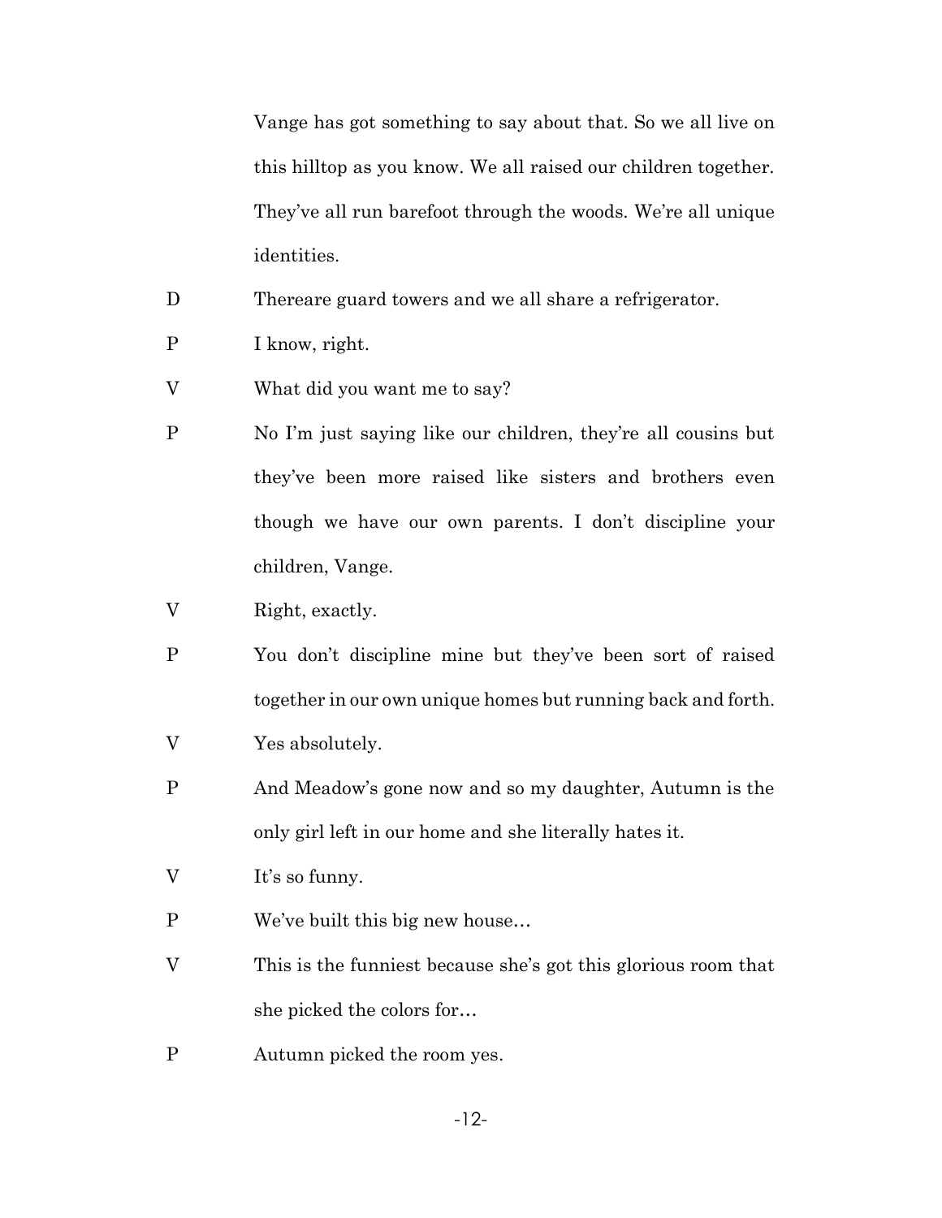Vange has got something to say about that. So we all live on this hilltop as you know. We all raised our children together. They've all run barefoot through the woods. We're all unique identities.

D Thereare guard towers and we all share a refrigerator.

P I know, right.

V What did you want me to say?

P No I'm just saying like our children, they're all cousins but they've been more raised like sisters and brothers even though we have our own parents. I don't discipline your children, Vange.

V Right, exactly.

P You don't discipline mine but they've been sort of raised together in our own unique homes but running back and forth.

V Yes absolutely.

P And Meadow's gone now and so my daughter, Autumn is the only girl left in our home and she literally hates it.

V It's so funny.

P We've built this big new house…

V This is the funniest because she's got this glorious room that she picked the colors for…

P Autumn picked the room yes.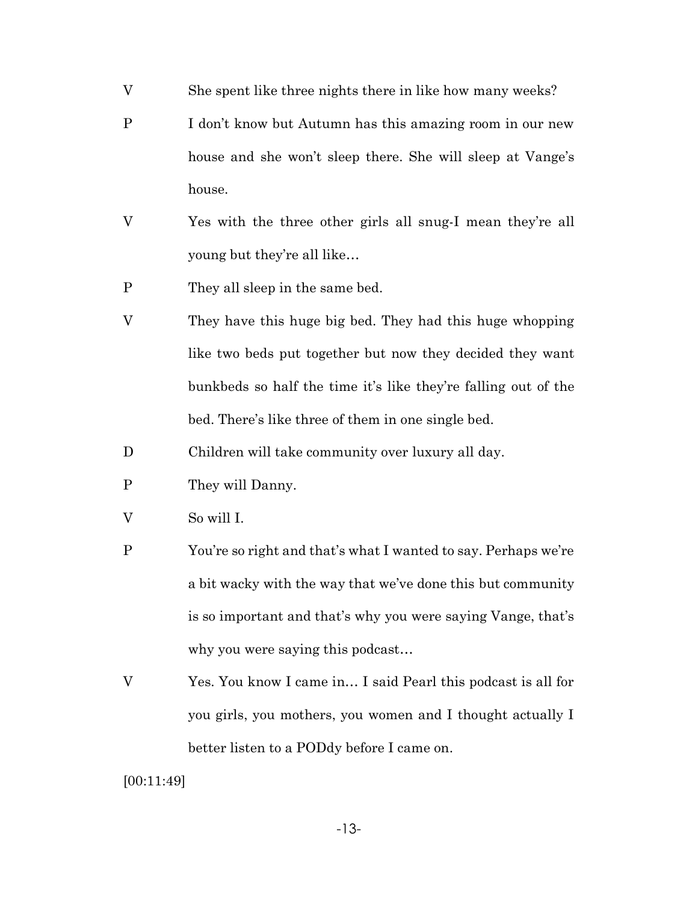V She spent like three nights there in like how many weeks?

P I don't know but Autumn has this amazing room in our new house and she won't sleep there. She will sleep at Vange's house.

V Yes with the three other girls all snug-I mean they're all young but they're all like…

P They all sleep in the same bed.

V They have this huge big bed. They had this huge whopping like two beds put together but now they decided they want bunkbeds so half the time it's like they're falling out of the bed. There's like three of them in one single bed.

D Children will take community over luxury all day.

P They will Danny.

V So will I.

P You're so right and that's what I wanted to say. Perhaps we're a bit wacky with the way that we've done this but community is so important and that's why you were saying Vange, that's why you were saying this podcast…

V Yes. You know I came in… I said Pearl this podcast is all for you girls, you mothers, you women and I thought actually I better listen to a PODdy before I came on.

[00:11:49]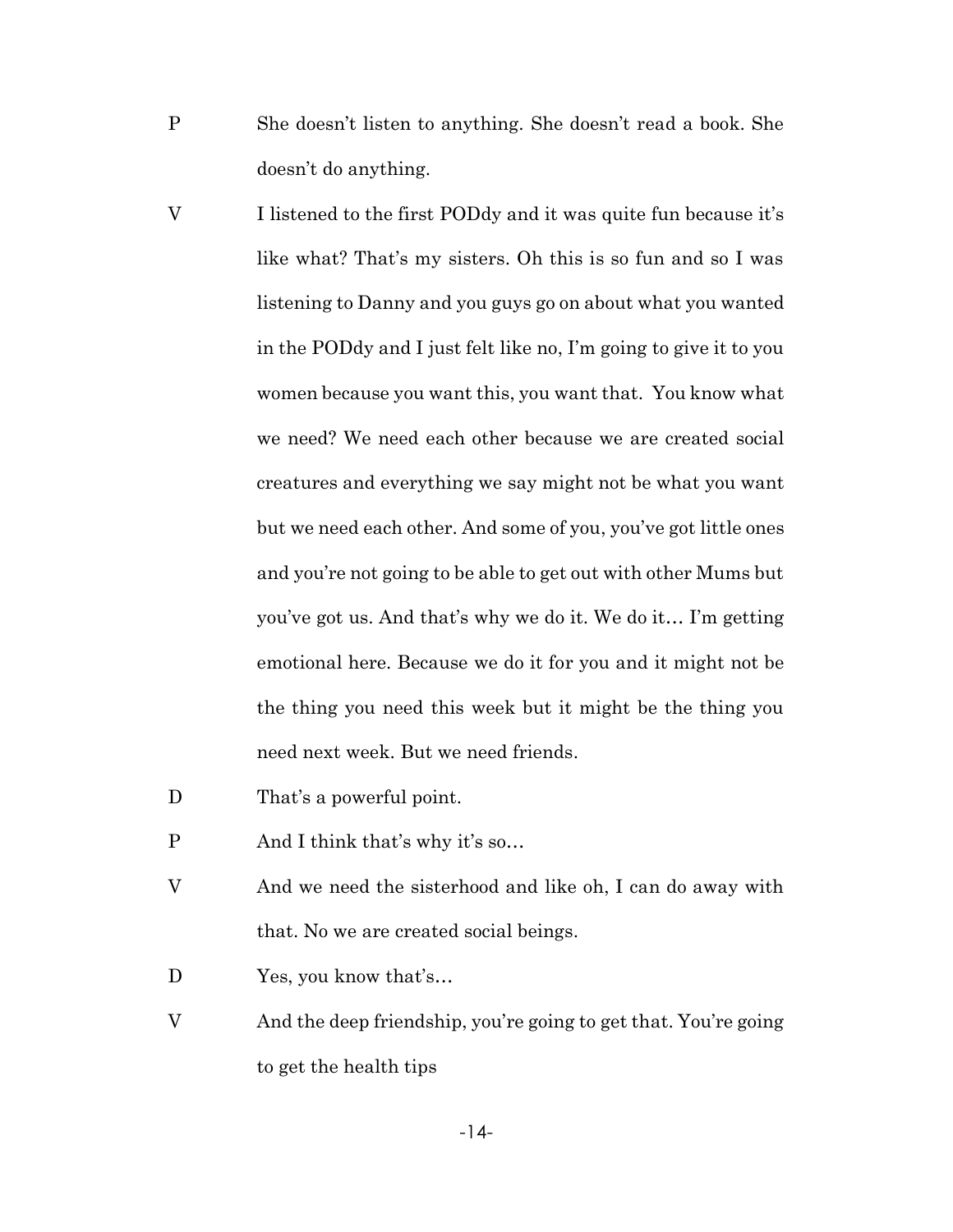P She doesn't listen to anything. She doesn't read a book. She doesn't do anything.

V I listened to the first PODdy and it was quite fun because it's like what? That's my sisters. Oh this is so fun and so I was listening to Danny and you guys go on about what you wanted in the PODdy and I just felt like no, I'm going to give it to you women because you want this, you want that. You know what we need? We need each other because we are created social creatures and everything we say might not be what you want but we need each other. And some of you, you've got little ones and you're not going to be able to get out with other Mums but you've got us. And that's why we do it. We do it… I'm getting emotional here. Because we do it for you and it might not be the thing you need this week but it might be the thing you need next week. But we need friends.

D That's a powerful point.

P And I think that's why it's so…

V And we need the sisterhood and like oh, I can do away with that. No we are created social beings.

D Yes, you know that's…

V And the deep friendship, you're going to get that. You're going to get the health tips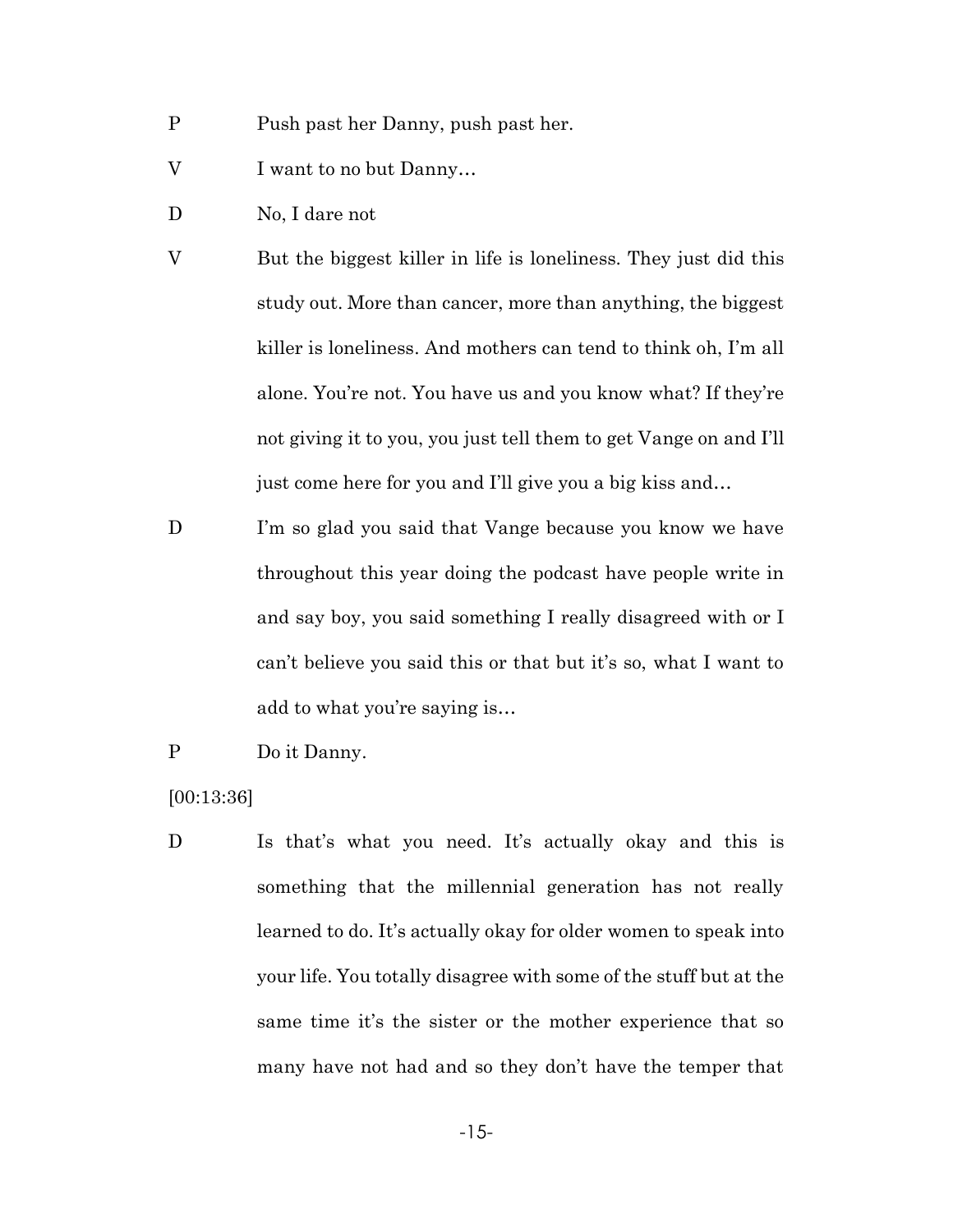P Push past her Danny, push past her.

V I want to no but Danny…

D No, I dare not

V But the biggest killer in life is loneliness. They just did this study out. More than cancer, more than anything, the biggest killer is loneliness. And mothers can tend to think oh, I'm all alone. You're not. You have us and you know what? If they're not giving it to you, you just tell them to get Vange on and I'll just come here for you and I'll give you a big kiss and…

D I'm so glad you said that Vange because you know we have throughout this year doing the podcast have people write in and say boy, you said something I really disagreed with or I can't believe you said this or that but it's so, what I want to add to what you're saying is…

P Do it Danny.

[00:13:36]

D Is that's what you need. It's actually okay and this is something that the millennial generation has not really learned to do. It's actually okay for older women to speak into your life. You totally disagree with some of the stuff but at the same time it's the sister or the mother experience that so many have not had and so they don't have the temper that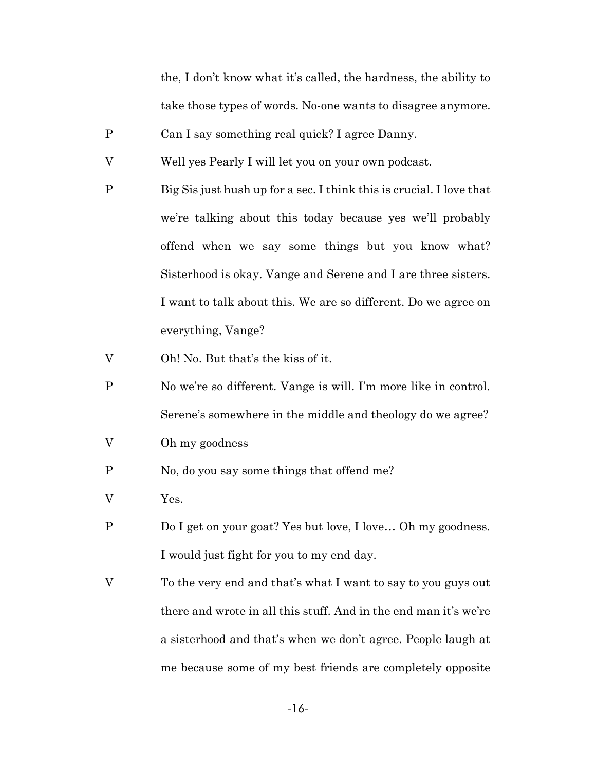the, I don't know what it's called, the hardness, the ability to take those types of words. No-one wants to disagree anymore.

P Can I say something real quick? I agree Danny.

V Well yes Pearly I will let you on your own podcast.

P Big Sis just hush up for a sec. I think this is crucial. I love that we're talking about this today because yes we'll probably offend when we say some things but you know what? Sisterhood is okay. Vange and Serene and I are three sisters. I want to talk about this. We are so different. Do we agree on everything, Vange?

V Oh! No. But that's the kiss of it.

P No we're so different. Vange is will. I'm more like in control. Serene's somewhere in the middle and theology do we agree?

V Oh my goodness

P No, do you say some things that offend me?

V Yes.

P Do I get on your goat? Yes but love, I love… Oh my goodness. I would just fight for you to my end day.

V To the very end and that's what I want to say to you guys out there and wrote in all this stuff. And in the end man it's we're a sisterhood and that's when we don't agree. People laugh at me because some of my best friends are completely opposite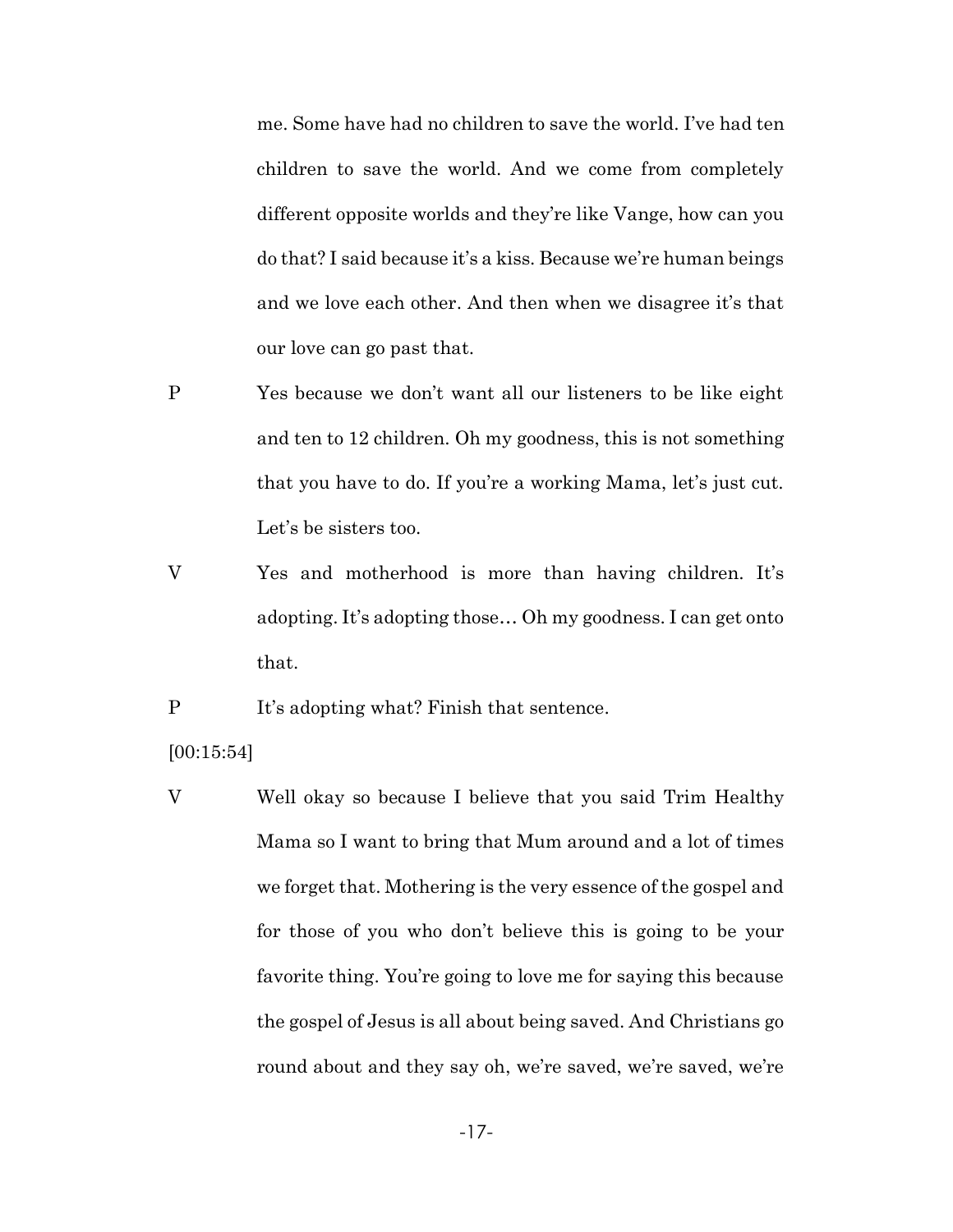me. Some have had no children to save the world. I've had ten children to save the world. And we come from completely different opposite worlds and they're like Vange, how can you do that? I said because it's a kiss. Because we're human beings and we love each other. And then when we disagree it's that our love can go past that.

P Yes because we don't want all our listeners to be like eight and ten to 12 children. Oh my goodness, this is not something that you have to do. If you're a working Mama, let's just cut. Let's be sisters too.

V Yes and motherhood is more than having children. It's adopting. It's adopting those… Oh my goodness. I can get onto that.

P It's adopting what? Finish that sentence.

[00:15:54]

V Well okay so because I believe that you said Trim Healthy Mama so I want to bring that Mum around and a lot of times we forget that. Mothering is the very essence of the gospel and for those of you who don't believe this is going to be your favorite thing. You're going to love me for saying this because the gospel of Jesus is all about being saved. And Christians go round about and they say oh, we're saved, we're saved, we're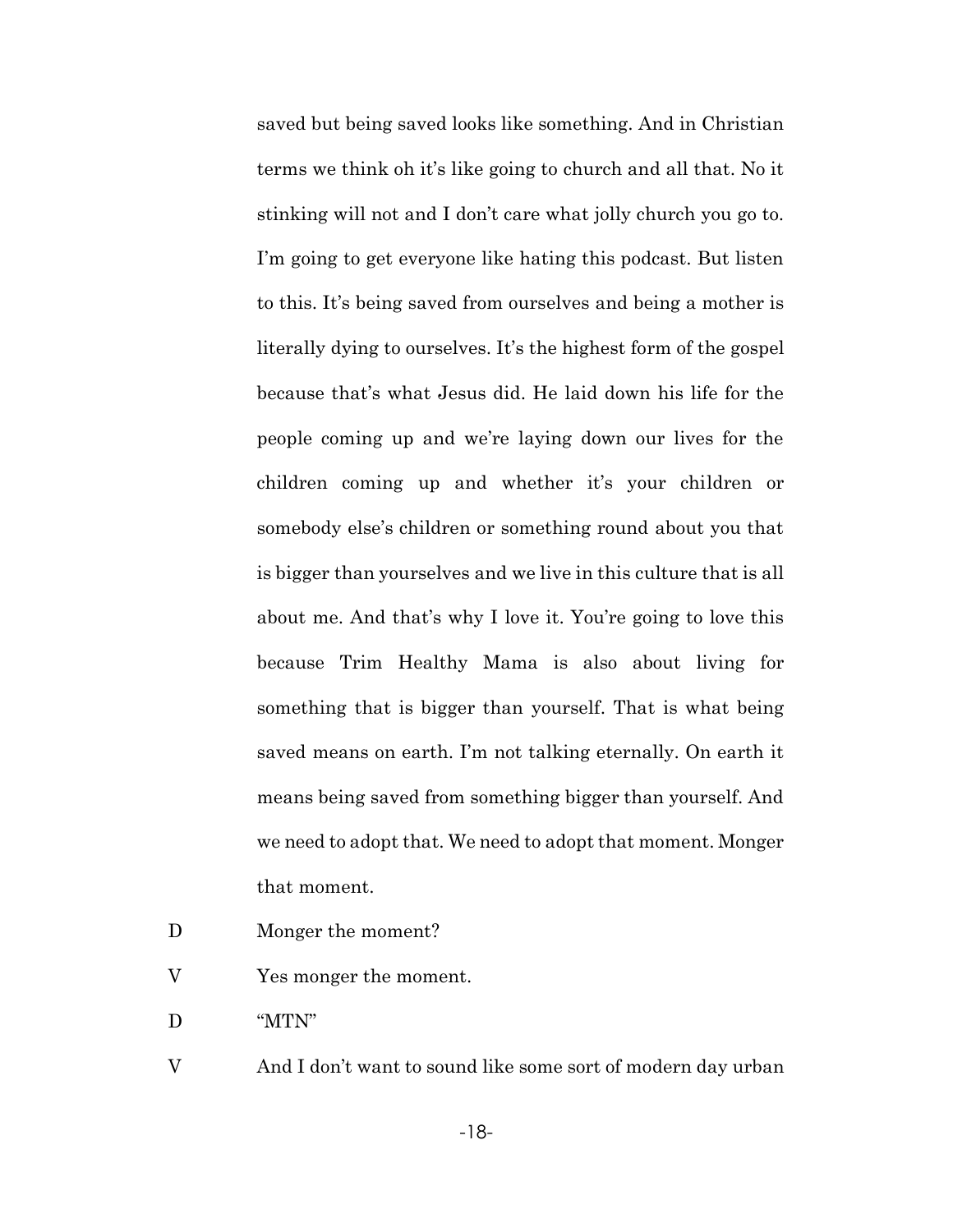saved but being saved looks like something. And in Christian terms we think oh it's like going to church and all that. No it stinking will not and I don't care what jolly church you go to. I'm going to get everyone like hating this podcast. But listen to this. It's being saved from ourselves and being a mother is literally dying to ourselves. It's the highest form of the gospel because that's what Jesus did. He laid down his life for the people coming up and we're laying down our lives for the children coming up and whether it's your children or somebody else's children or something round about you that is bigger than yourselves and we live in this culture that is all about me. And that's why I love it. You're going to love this because Trim Healthy Mama is also about living for something that is bigger than yourself. That is what being saved means on earth. I'm not talking eternally. On earth it means being saved from something bigger than yourself. And we need to adopt that. We need to adopt that moment. Monger that moment.

D Monger the moment?

V Yes monger the moment.

D "MTN"

V And I don't want to sound like some sort of modern day urban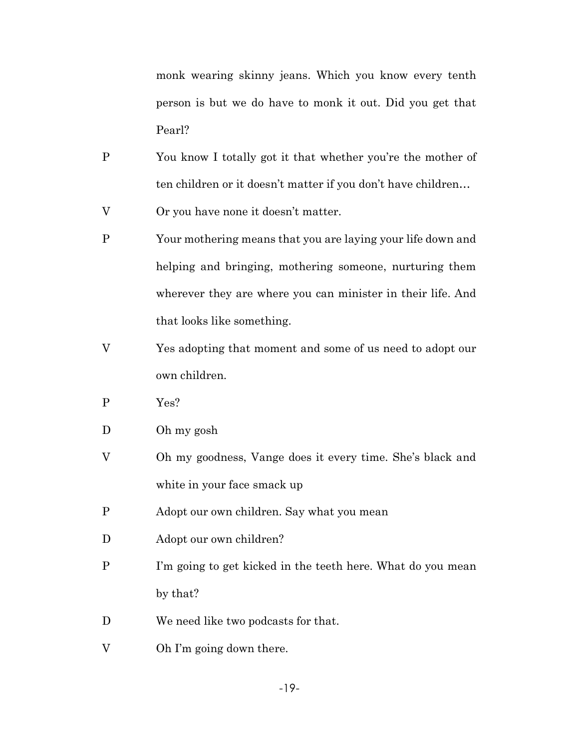monk wearing skinny jeans. Which you know every tenth person is but we do have to monk it out. Did you get that Pearl?

P	You know I totally got it that whether you're the mother of ten children or it doesn't matter if you don't have children…

V	Or you have none it doesn't matter.

P	Your mothering means that you are laying your life down and helping and bringing, mothering someone, nurturing them wherever they are where you can minister in their life. And that looks like something.

V	Yes adopting that moment and some of us need to adopt our own children.

P	Yes?

D	Oh my gosh

V	Oh my goodness, Vange does it every time. She's black and white in your face smack up

P	Adopt our own children. Say what you mean

D	Adopt our own children?

P	I'm going to get kicked in the teeth here. What do you mean by that?

D	We need like two podcasts for that.

V	Oh I'm going down there.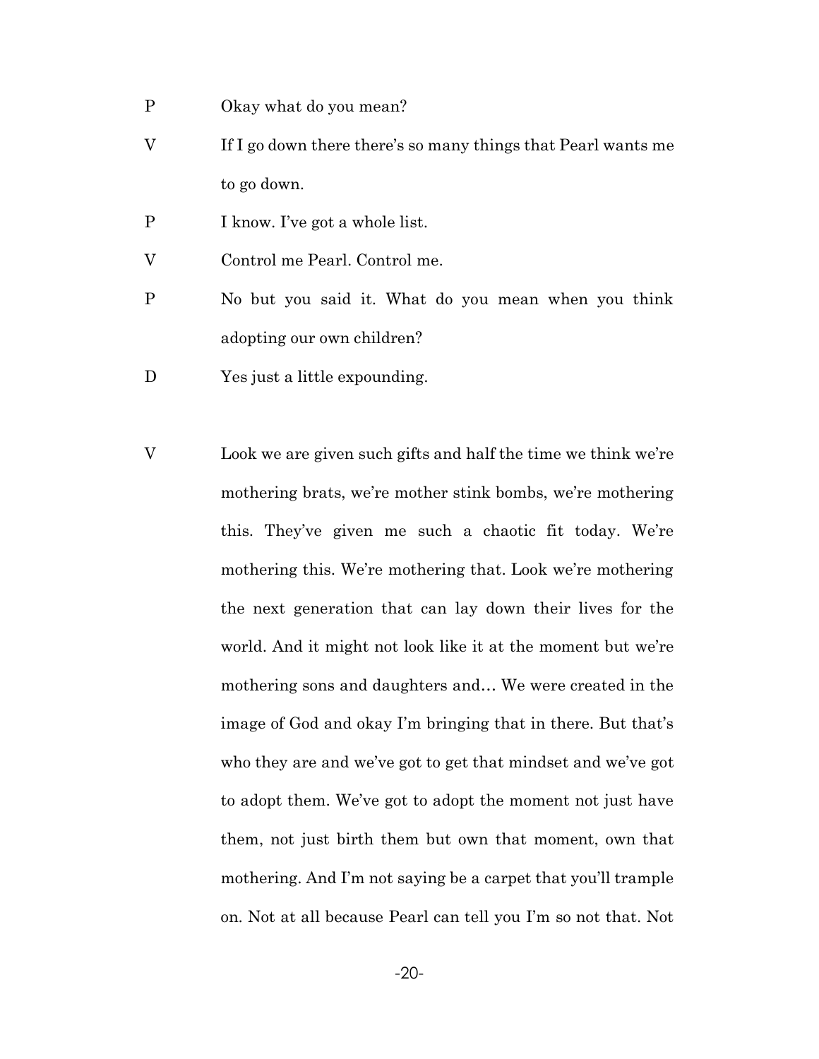P Okay what do you mean?

V If I go down there there's so many things that Pearl wants me to go down.

P I know. I've got a whole list.

V Control me Pearl. Control me.

P No but you said it. What do you mean when you think adopting our own children?

D Yes just a little expounding.

V Look we are given such gifts and half the time we think we're mothering brats, we're mother stink bombs, we're mothering this. They've given me such a chaotic fit today. We're mothering this. We're mothering that. Look we're mothering the next generation that can lay down their lives for the world. And it might not look like it at the moment but we're mothering sons and daughters and… We were created in the image of God and okay I'm bringing that in there. But that's who they are and we've got to get that mindset and we've got to adopt them. We've got to adopt the moment not just have them, not just birth them but own that moment, own that mothering. And I'm not saying be a carpet that you'll trample on. Not at all because Pearl can tell you I'm so not that. Not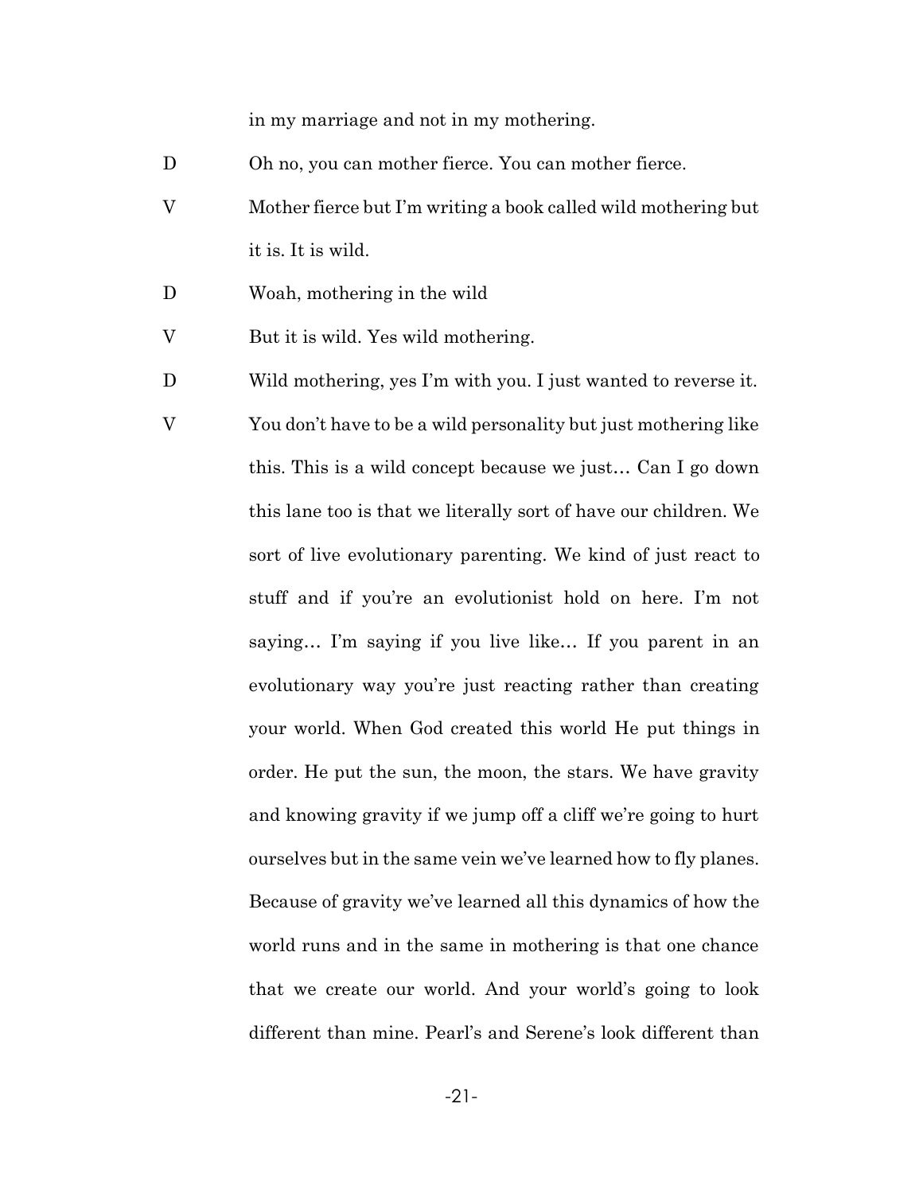in my marriage and not in my mothering.

D Oh no, you can mother fierce. You can mother fierce.

V Mother fierce but I'm writing a book called wild mothering but it is. It is wild.

D Woah, mothering in the wild

V But it is wild. Yes wild mothering.

D Wild mothering, yes I'm with you. I just wanted to reverse it.

V You don't have to be a wild personality but just mothering like this. This is a wild concept because we just… Can I go down this lane too is that we literally sort of have our children. We sort of live evolutionary parenting. We kind of just react to stuff and if you're an evolutionist hold on here. I'm not saying… I'm saying if you live like… If you parent in an evolutionary way you're just reacting rather than creating your world. When God created this world He put things in order. He put the sun, the moon, the stars. We have gravity and knowing gravity if we jump off a cliff we're going to hurt ourselves but in the same vein we've learned how to fly planes. Because of gravity we've learned all this dynamics of how the world runs and in the same in mothering is that one chance that we create our world. And your world's going to look different than mine. Pearl's and Serene's look different than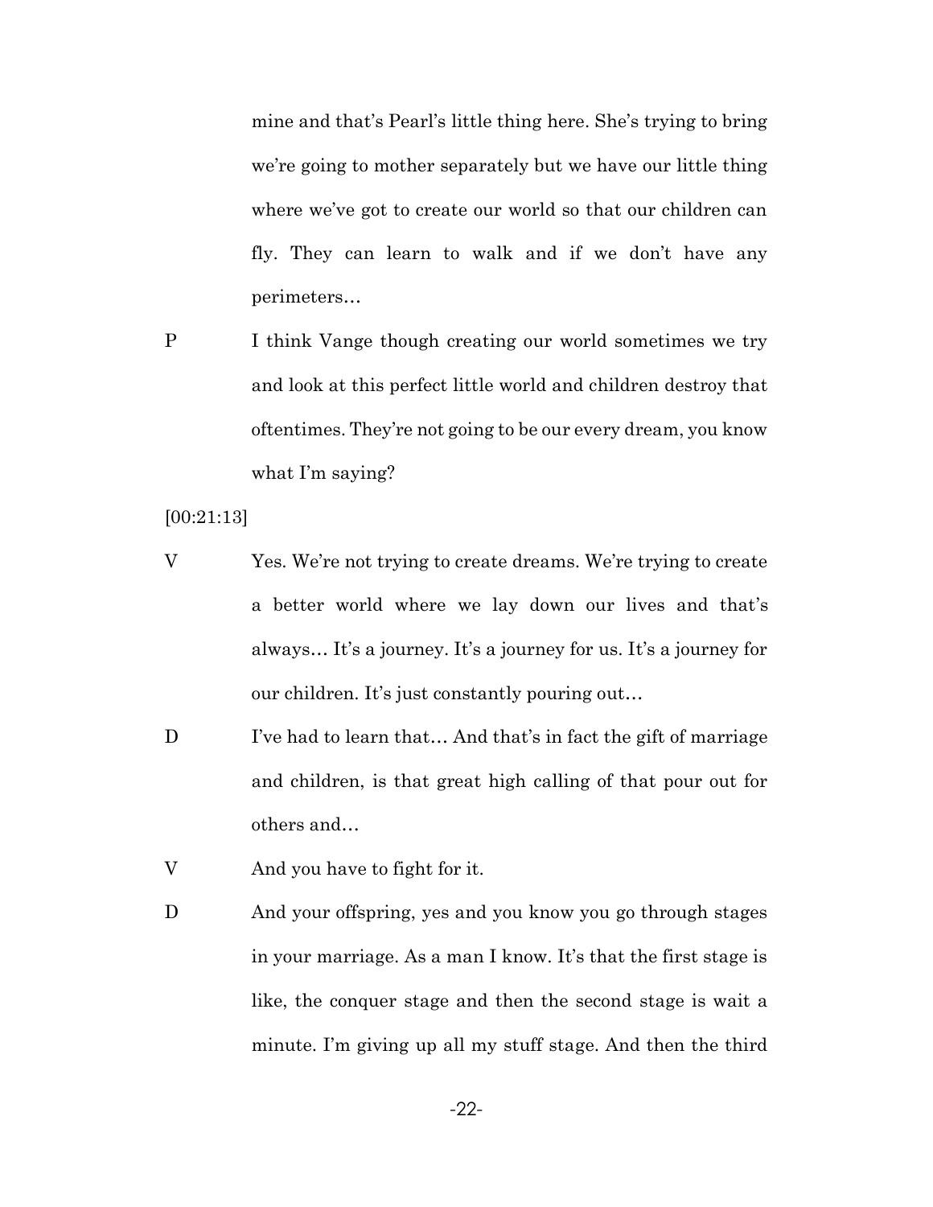mine and that's Pearl's little thing here. She's trying to bring we're going to mother separately but we have our little thing where we've got to create our world so that our children can fly. They can learn to walk and if we don't have any perimeters…

P I think Vange though creating our world sometimes we try and look at this perfect little world and children destroy that oftentimes. They're not going to be our every dream, you know what I'm saying?

[00:21:13]

V Yes. We're not trying to create dreams. We're trying to create a better world where we lay down our lives and that's always… It's a journey. It's a journey for us. It's a journey for our children. It's just constantly pouring out…

D I've had to learn that… And that's in fact the gift of marriage and children, is that great high calling of that pour out for others and…

V And you have to fight for it.

D And your offspring, yes and you know you go through stages in your marriage. As a man I know. It's that the first stage is like, the conquer stage and then the second stage is wait a minute. I'm giving up all my stuff stage. And then the third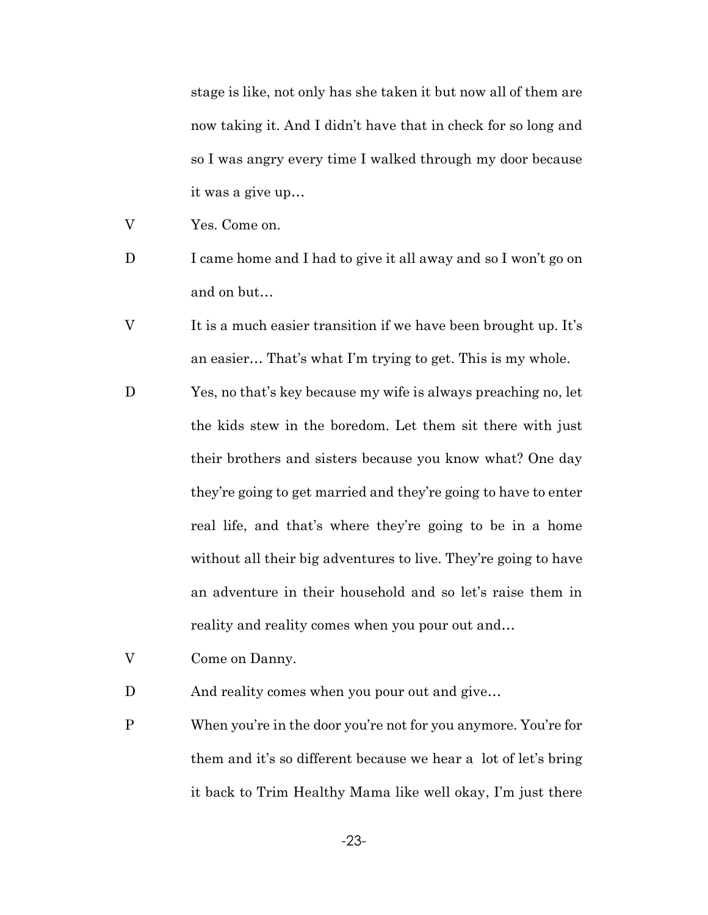stage is like, not only has she taken it but now all of them are now taking it. And I didn't have that in check for so long and so I was angry every time I walked through my door because it was a give up…

V Yes. Come on.

D I came home and I had to give it all away and so I won't go on and on but…

V It is a much easier transition if we have been brought up. It's an easier… That's what I'm trying to get. This is my whole.

D Yes, no that's key because my wife is always preaching no, let the kids stew in the boredom. Let them sit there with just their brothers and sisters because you know what? One day they're going to get married and they're going to have to enter real life, and that's where they're going to be in a home without all their big adventures to live. They're going to have an adventure in their household and so let's raise them in reality and reality comes when you pour out and…

V Come on Danny.

D And reality comes when you pour out and give…

P When you're in the door you're not for you anymore. You're for them and it's so different because we hear a lot of let's bring it back to Trim Healthy Mama like well okay, I'm just there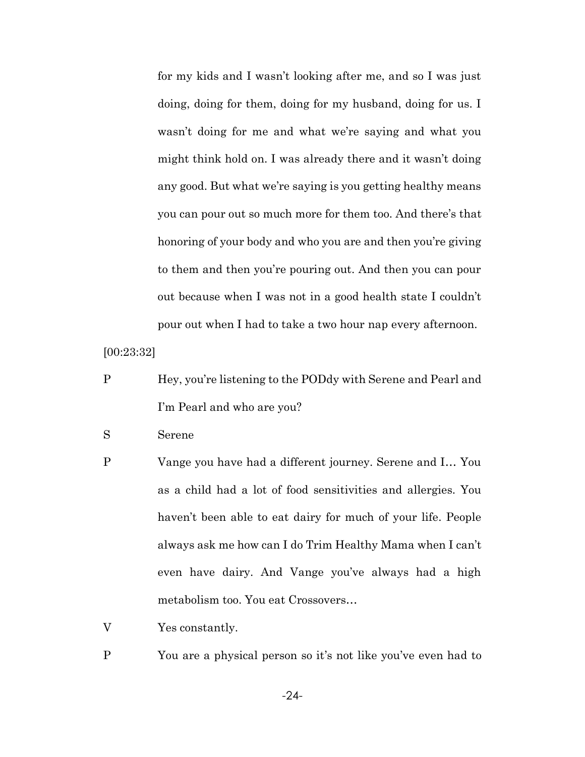for my kids and I wasn't looking after me, and so I was just doing, doing for them, doing for my husband, doing for us. I wasn't doing for me and what we're saying and what you might think hold on. I was already there and it wasn't doing any good. But what we're saying is you getting healthy means you can pour out so much more for them too. And there's that honoring of your body and who you are and then you're giving to them and then you're pouring out. And then you can pour out because when I was not in a good health state I couldn't pour out when I had to take a two hour nap every afternoon.

[00:23:32]

P Hey, you're listening to the PODdy with Serene and Pearl and I'm Pearl and who are you?

S Serene

P Vange you have had a different journey. Serene and I… You as a child had a lot of food sensitivities and allergies. You haven't been able to eat dairy for much of your life. People always ask me how can I do Trim Healthy Mama when I can't even have dairy. And Vange you've always had a high metabolism too. You eat Crossovers…

V Yes constantly.

P You are a physical person so it's not like you've even had to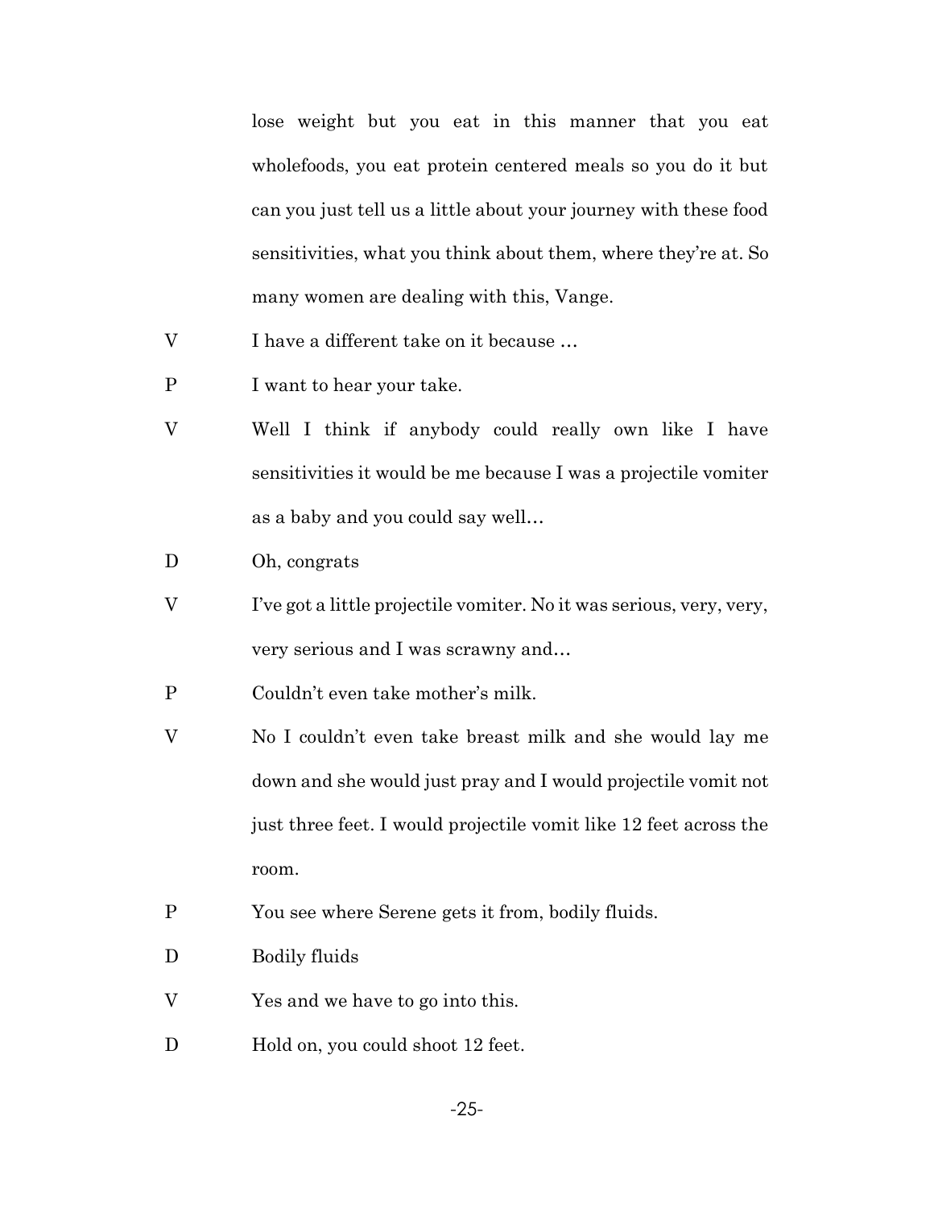lose weight but you eat in this manner that you eat wholefoods, you eat protein centered meals so you do it but can you just tell us a little about your journey with these food sensitivities, what you think about them, where they're at. So many women are dealing with this, Vange.

V	I have a different take on it because …

P	I want to hear your take.

V	Well I think if anybody could really own like I have sensitivities it would be me because I was a projectile vomiter as a baby and you could say well…

D	Oh, congrats

V	I've got a little projectile vomiter. No it was serious, very, very, very serious and I was scrawny and…

P	Couldn't even take mother's milk.

V	No I couldn't even take breast milk and she would lay me down and she would just pray and I would projectile vomit not just three feet. I would projectile vomit like 12 feet across the room.

P	You see where Serene gets it from, bodily fluids.

D	Bodily fluids

V	Yes and we have to go into this.

D	Hold on, you could shoot 12 feet.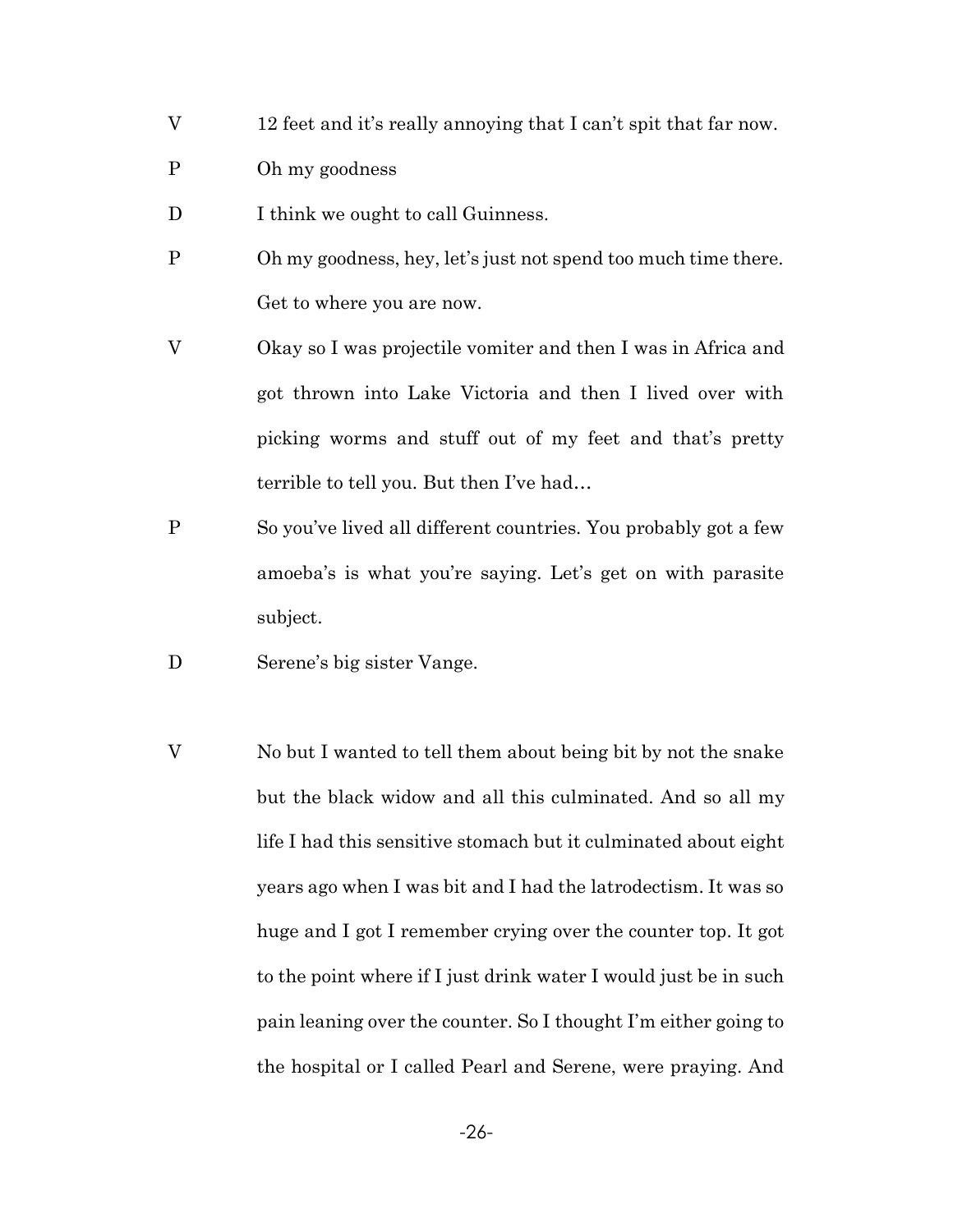V 12 feet and it's really annoying that I can't spit that far now.

P Oh my goodness

D I think we ought to call Guinness.

P Oh my goodness, hey, let's just not spend too much time there. Get to where you are now.

V Okay so I was projectile vomiter and then I was in Africa and got thrown into Lake Victoria and then I lived over with picking worms and stuff out of my feet and that's pretty terrible to tell you. But then I've had…

P So you've lived all different countries. You probably got a few amoeba's is what you're saying. Let's get on with parasite subject.

D Serene's big sister Vange.

V No but I wanted to tell them about being bit by not the snake but the black widow and all this culminated. And so all my life I had this sensitive stomach but it culminated about eight years ago when I was bit and I had the latrodectism. It was so huge and I got I remember crying over the counter top. It got to the point where if I just drink water I would just be in such pain leaning over the counter. So I thought I'm either going to the hospital or I called Pearl and Serene, were praying. And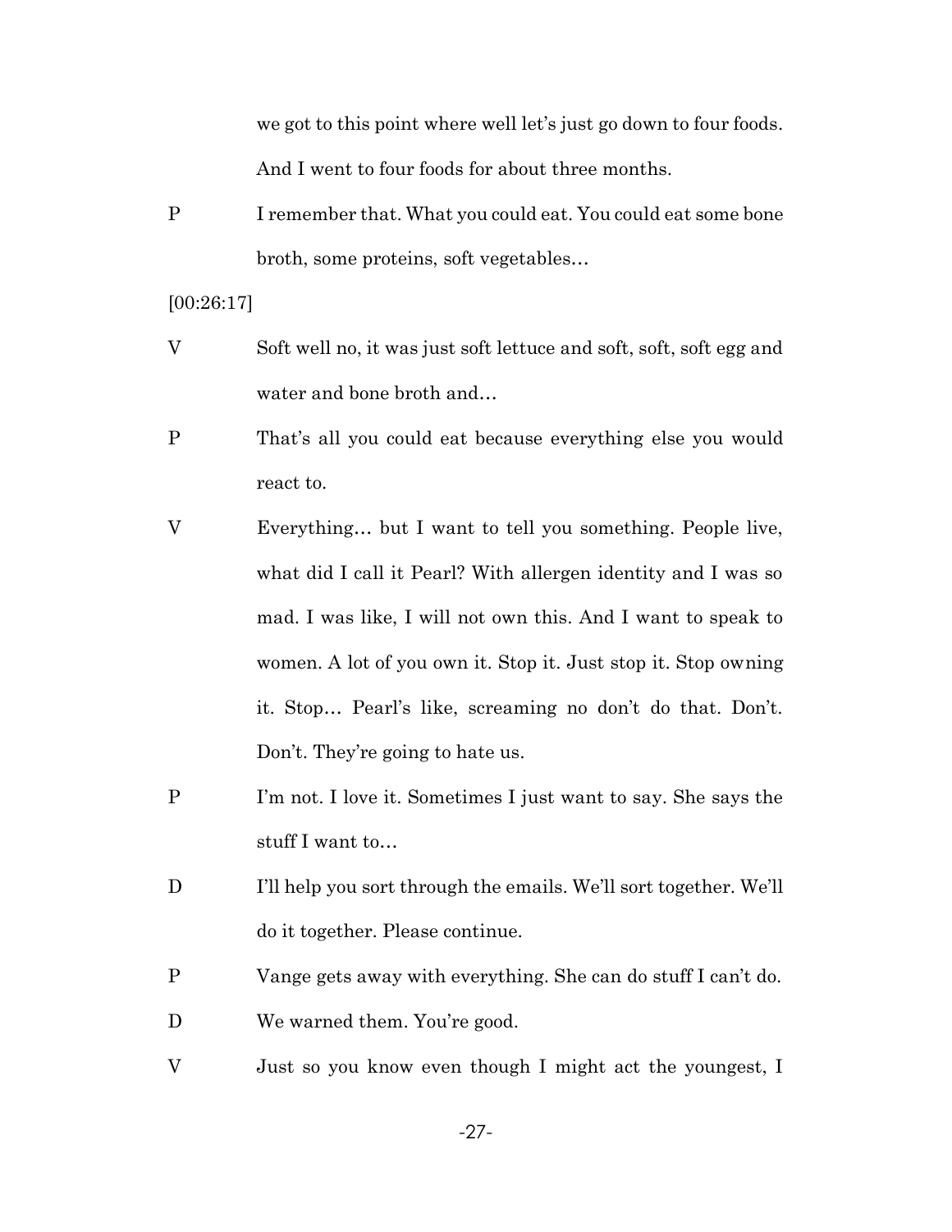we got to this point where well let's just go down to four foods. And I went to four foods for about three months.

P I remember that. What you could eat. You could eat some bone broth, some proteins, soft vegetables…

[00:26:17]

V Soft well no, it was just soft lettuce and soft, soft, soft egg and water and bone broth and…

P That's all you could eat because everything else you would react to.

V Everything… but I want to tell you something. People live, what did I call it Pearl? With allergen identity and I was so mad. I was like, I will not own this. And I want to speak to women. A lot of you own it. Stop it. Just stop it. Stop owning it. Stop… Pearl's like, screaming no don't do that. Don't. Don't. They're going to hate us.

P I'm not. I love it. Sometimes I just want to say. She says the stuff I want to…

D I'll help you sort through the emails. We'll sort together. We'll do it together. Please continue.

P Vange gets away with everything. She can do stuff I can't do.

D We warned them. You're good.

V Just so you know even though I might act the youngest, I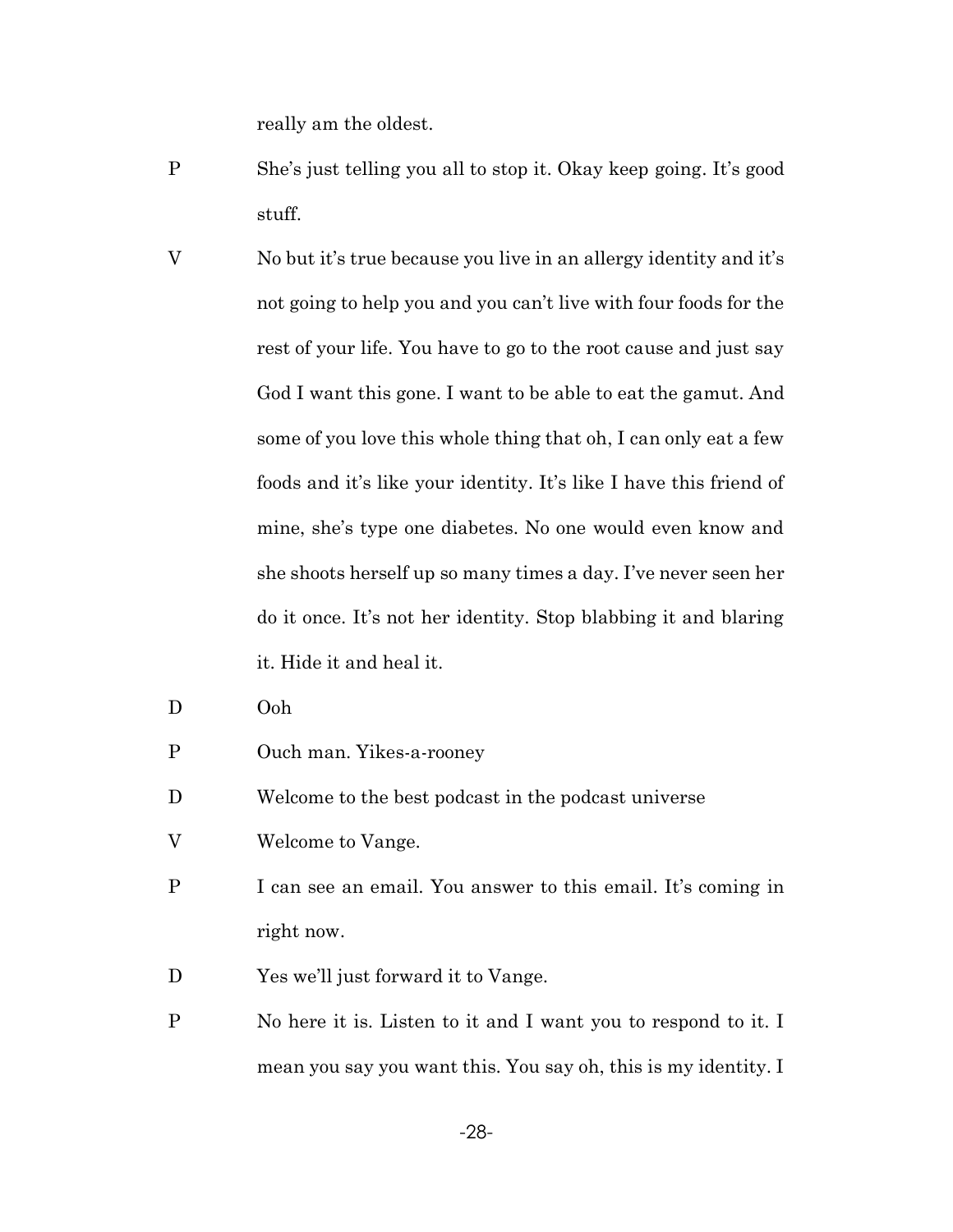really am the oldest.

P She's just telling you all to stop it. Okay keep going. It's good stuff.

V No but it's true because you live in an allergy identity and it's not going to help you and you can't live with four foods for the rest of your life. You have to go to the root cause and just say God I want this gone. I want to be able to eat the gamut. And some of you love this whole thing that oh, I can only eat a few foods and it's like your identity. It's like I have this friend of mine, she's type one diabetes. No one would even know and she shoots herself up so many times a day. I've never seen her do it once. It's not her identity. Stop blabbing it and blaring it. Hide it and heal it.

D Ooh

P Ouch man. Yikes-a-rooney

D Welcome to the best podcast in the podcast universe

V Welcome to Vange.

P I can see an email. You answer to this email. It's coming in right now.

D Yes we'll just forward it to Vange.

P No here it is. Listen to it and I want you to respond to it. I mean you say you want this. You say oh, this is my identity. I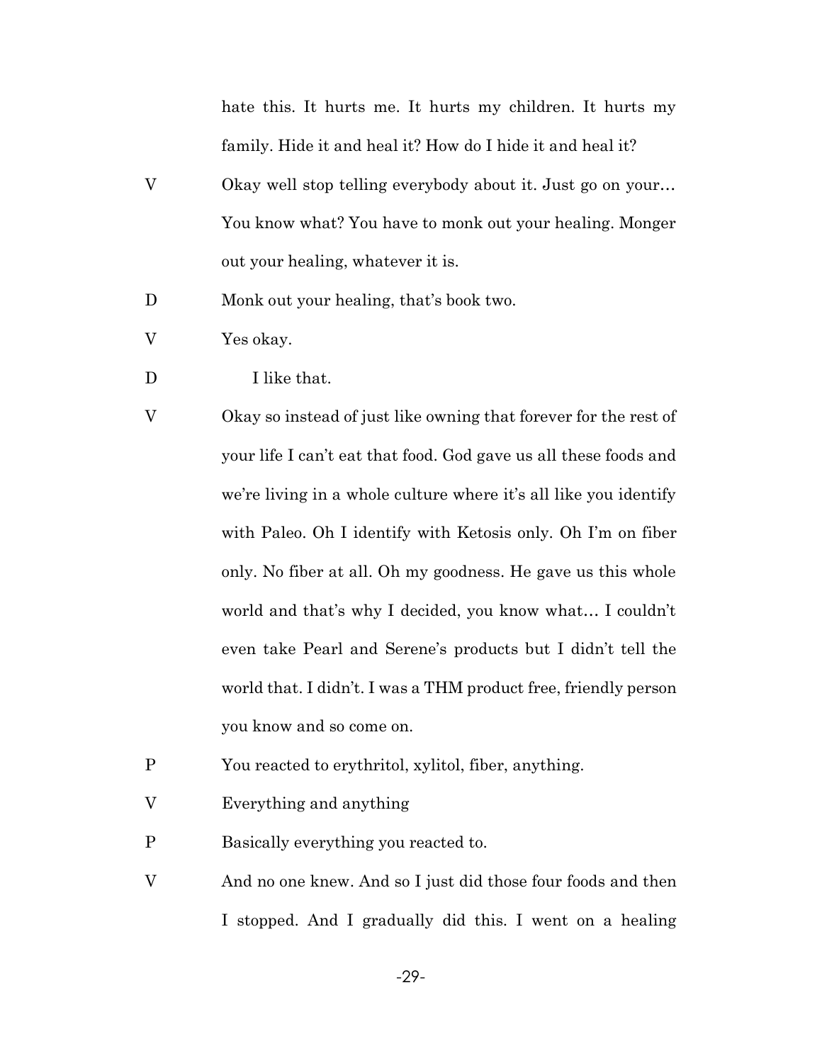hate this. It hurts me. It hurts my children. It hurts my family. Hide it and heal it? How do I hide it and heal it?

V Okay well stop telling everybody about it. Just go on your… You know what? You have to monk out your healing. Monger out your healing, whatever it is.

D Monk out your healing, that's book two.

V Yes okay.

D I like that.

V Okay so instead of just like owning that forever for the rest of your life I can't eat that food. God gave us all these foods and we're living in a whole culture where it's all like you identify with Paleo. Oh I identify with Ketosis only. Oh I'm on fiber only. No fiber at all. Oh my goodness. He gave us this whole world and that's why I decided, you know what… I couldn't even take Pearl and Serene's products but I didn't tell the world that. I didn't. I was a THM product free, friendly person you know and so come on.

P You reacted to erythritol, xylitol, fiber, anything.

V Everything and anything

P Basically everything you reacted to.

V And no one knew. And so I just did those four foods and then I stopped. And I gradually did this. I went on a healing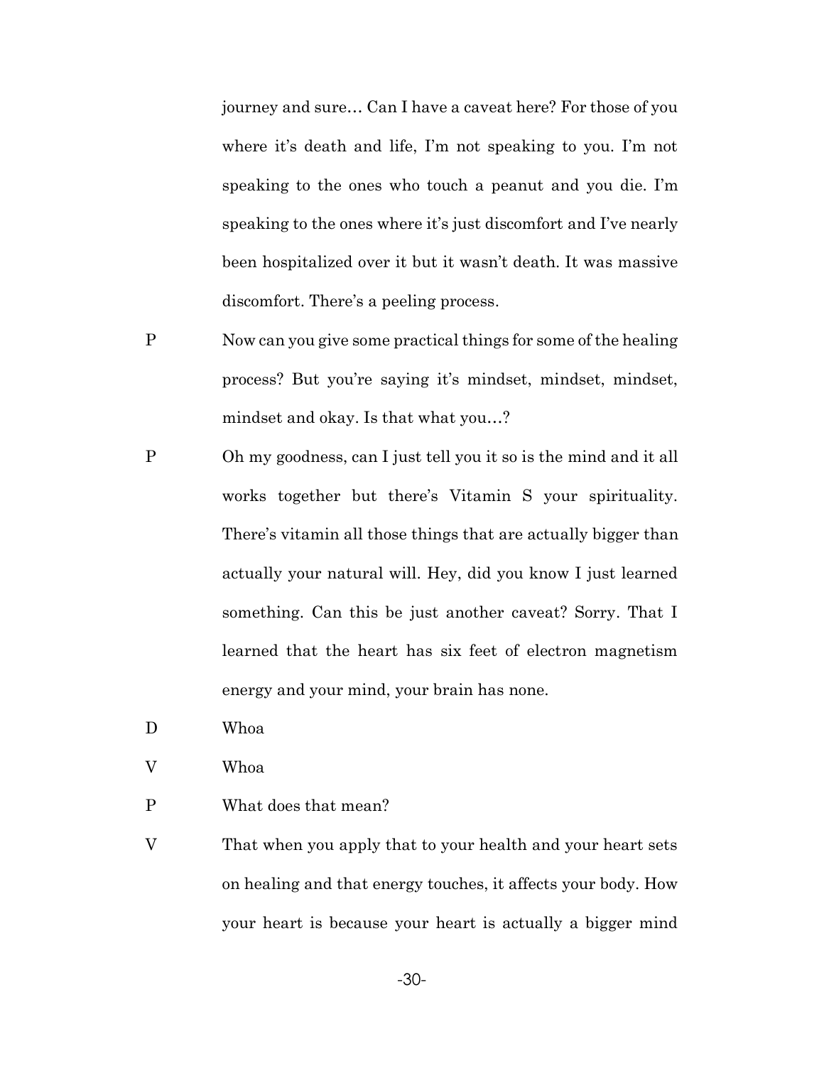journey and sure… Can I have a caveat here? For those of you where it's death and life, I'm not speaking to you. I'm not speaking to the ones who touch a peanut and you die. I'm speaking to the ones where it's just discomfort and I've nearly been hospitalized over it but it wasn't death. It was massive discomfort. There's a peeling process.

P Now can you give some practical things for some of the healing process? But you're saying it's mindset, mindset, mindset, mindset and okay. Is that what you…?

P Oh my goodness, can I just tell you it so is the mind and it all works together but there's Vitamin S your spirituality. There's vitamin all those things that are actually bigger than actually your natural will. Hey, did you know I just learned something. Can this be just another caveat? Sorry. That I learned that the heart has six feet of electron magnetism energy and your mind, your brain has none.

D Whoa

V Whoa

P What does that mean?

V That when you apply that to your health and your heart sets on healing and that energy touches, it affects your body. How your heart is because your heart is actually a bigger mind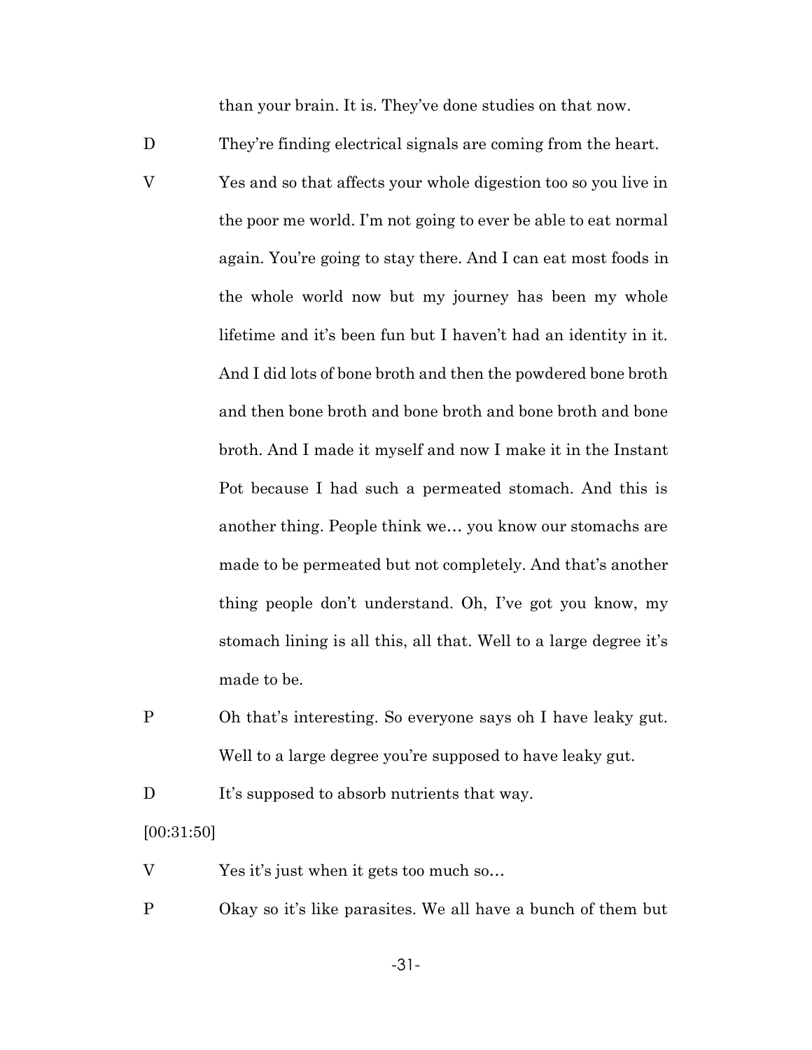than your brain. It is. They've done studies on that now.

D They're finding electrical signals are coming from the heart.

V Yes and so that affects your whole digestion too so you live in the poor me world. I'm not going to ever be able to eat normal again. You're going to stay there. And I can eat most foods in the whole world now but my journey has been my whole lifetime and it's been fun but I haven't had an identity in it. And I did lots of bone broth and then the powdered bone broth and then bone broth and bone broth and bone broth and bone broth. And I made it myself and now I make it in the Instant Pot because I had such a permeated stomach. And this is another thing. People think we… you know our stomachs are made to be permeated but not completely. And that's another thing people don't understand. Oh, I've got you know, my stomach lining is all this, all that. Well to a large degree it's made to be.

P Oh that's interesting. So everyone says oh I have leaky gut. Well to a large degree you're supposed to have leaky gut.

D It's supposed to absorb nutrients that way.

[00:31:50]

V Yes it's just when it gets too much so…

P Okay so it's like parasites. We all have a bunch of them but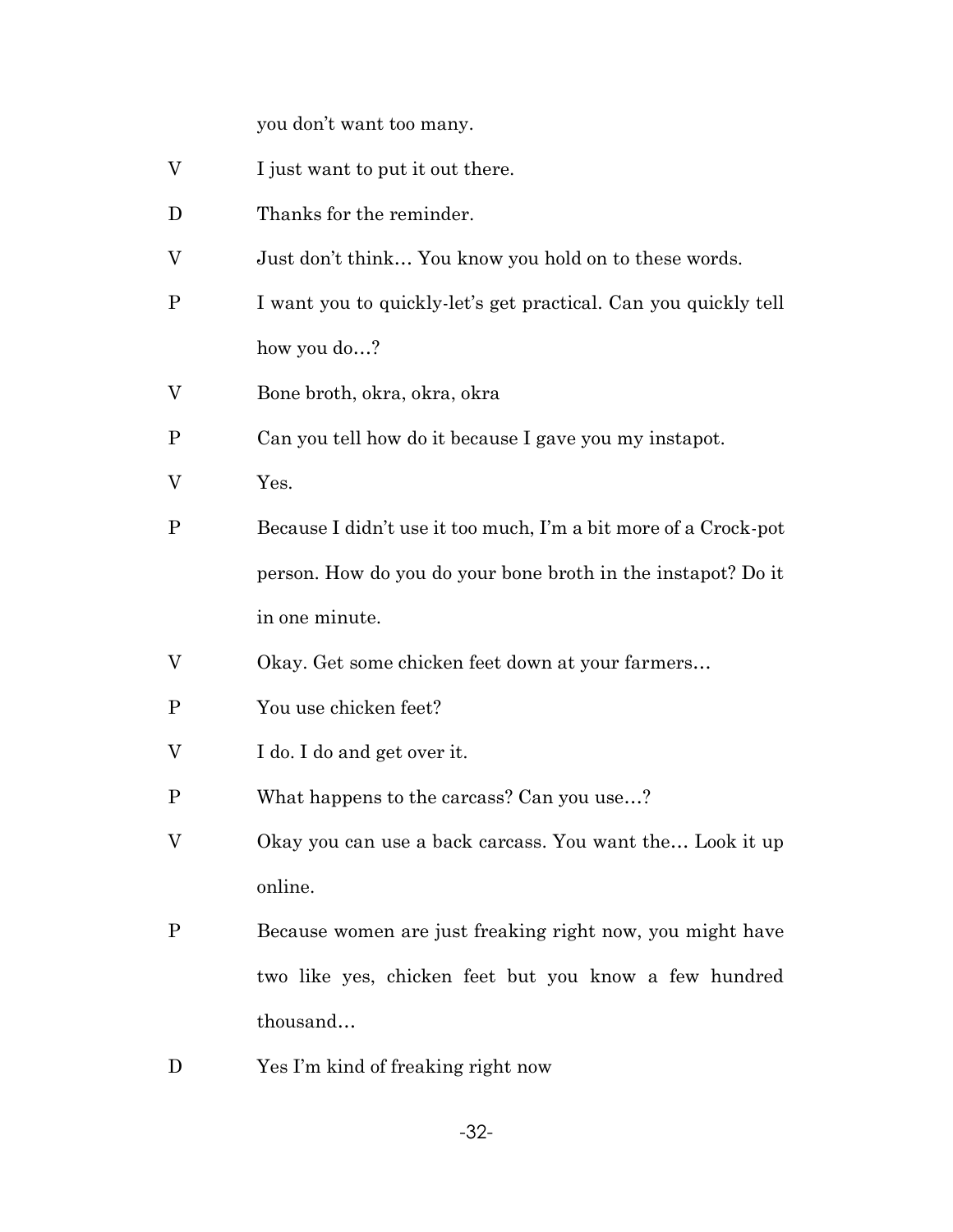you don't want too many.

V I just want to put it out there.

D Thanks for the reminder.

V Just don't think… You know you hold on to these words.

P I want you to quickly-let's get practical. Can you quickly tell how you do…?

V Bone broth, okra, okra, okra

P Can you tell how do it because I gave you my instapot.

V Yes.

P Because I didn't use it too much, I'm a bit more of a Crock-pot person. How do you do your bone broth in the instapot? Do it in one minute.

V Okay. Get some chicken feet down at your farmers…

P You use chicken feet?

V I do. I do and get over it.

P What happens to the carcass? Can you use…?

V Okay you can use a back carcass. You want the… Look it up online.

P Because women are just freaking right now, you might have two like yes, chicken feet but you know a few hundred thousand…

D Yes I'm kind of freaking right now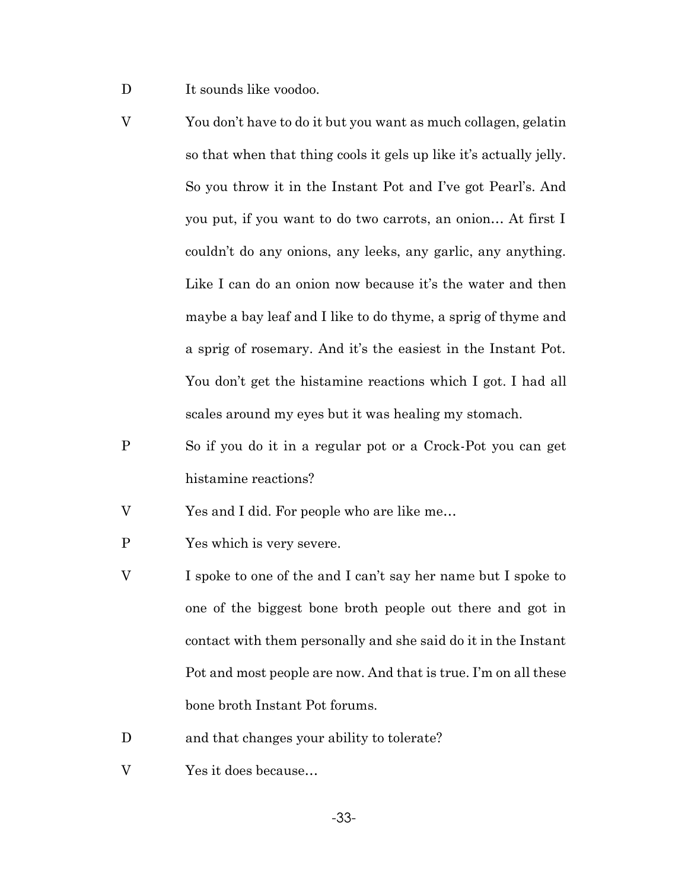D It sounds like voodoo.

V You don't have to do it but you want as much collagen, gelatin so that when that thing cools it gels up like it's actually jelly. So you throw it in the Instant Pot and I've got Pearl's. And you put, if you want to do two carrots, an onion… At first I couldn't do any onions, any leeks, any garlic, any anything. Like I can do an onion now because it's the water and then maybe a bay leaf and I like to do thyme, a sprig of thyme and a sprig of rosemary. And it's the easiest in the Instant Pot. You don't get the histamine reactions which I got. I had all scales around my eyes but it was healing my stomach.

P So if you do it in a regular pot or a Crock-Pot you can get histamine reactions?

V Yes and I did. For people who are like me…

P Yes which is very severe.

V I spoke to one of the and I can't say her name but I spoke to one of the biggest bone broth people out there and got in contact with them personally and she said do it in the Instant Pot and most people are now. And that is true. I'm on all these bone broth Instant Pot forums.

D and that changes your ability to tolerate?

V Yes it does because…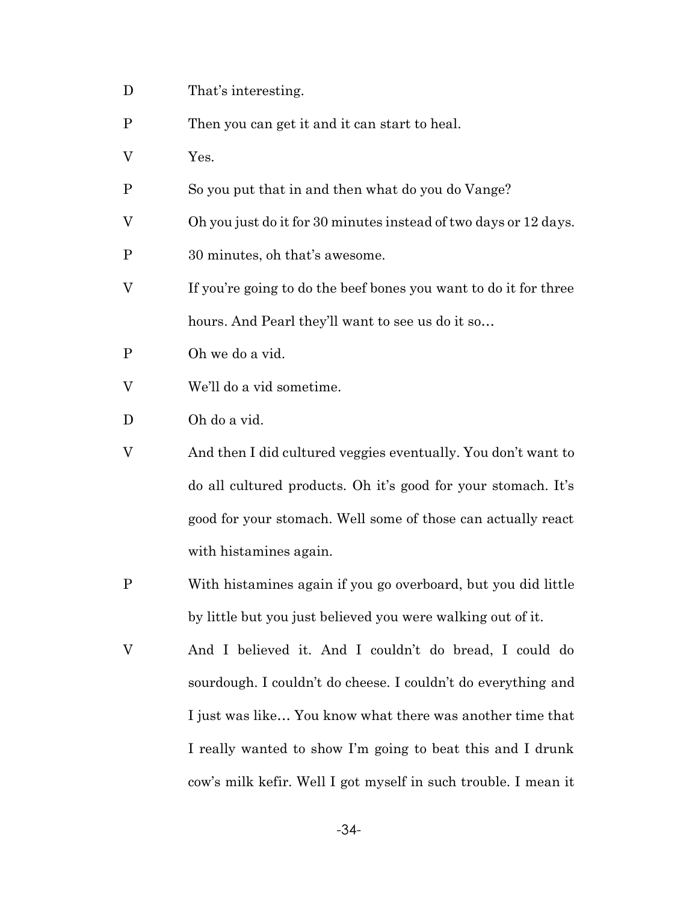D That's interesting.

P Then you can get it and it can start to heal.

V Yes.

P So you put that in and then what do you do Vange?

V Oh you just do it for 30 minutes instead of two days or 12 days.

P 30 minutes, oh that's awesome.

V If you're going to do the beef bones you want to do it for three hours. And Pearl they'll want to see us do it so…

P Oh we do a vid.

V We'll do a vid sometime.

D Oh do a vid.

V And then I did cultured veggies eventually. You don't want to do all cultured products. Oh it's good for your stomach. It's good for your stomach. Well some of those can actually react with histamines again.

P With histamines again if you go overboard, but you did little by little but you just believed you were walking out of it.

V And I believed it. And I couldn't do bread, I could do sourdough. I couldn't do cheese. I couldn't do everything and I just was like… You know what there was another time that I really wanted to show I'm going to beat this and I drunk cow's milk kefir. Well I got myself in such trouble. I mean it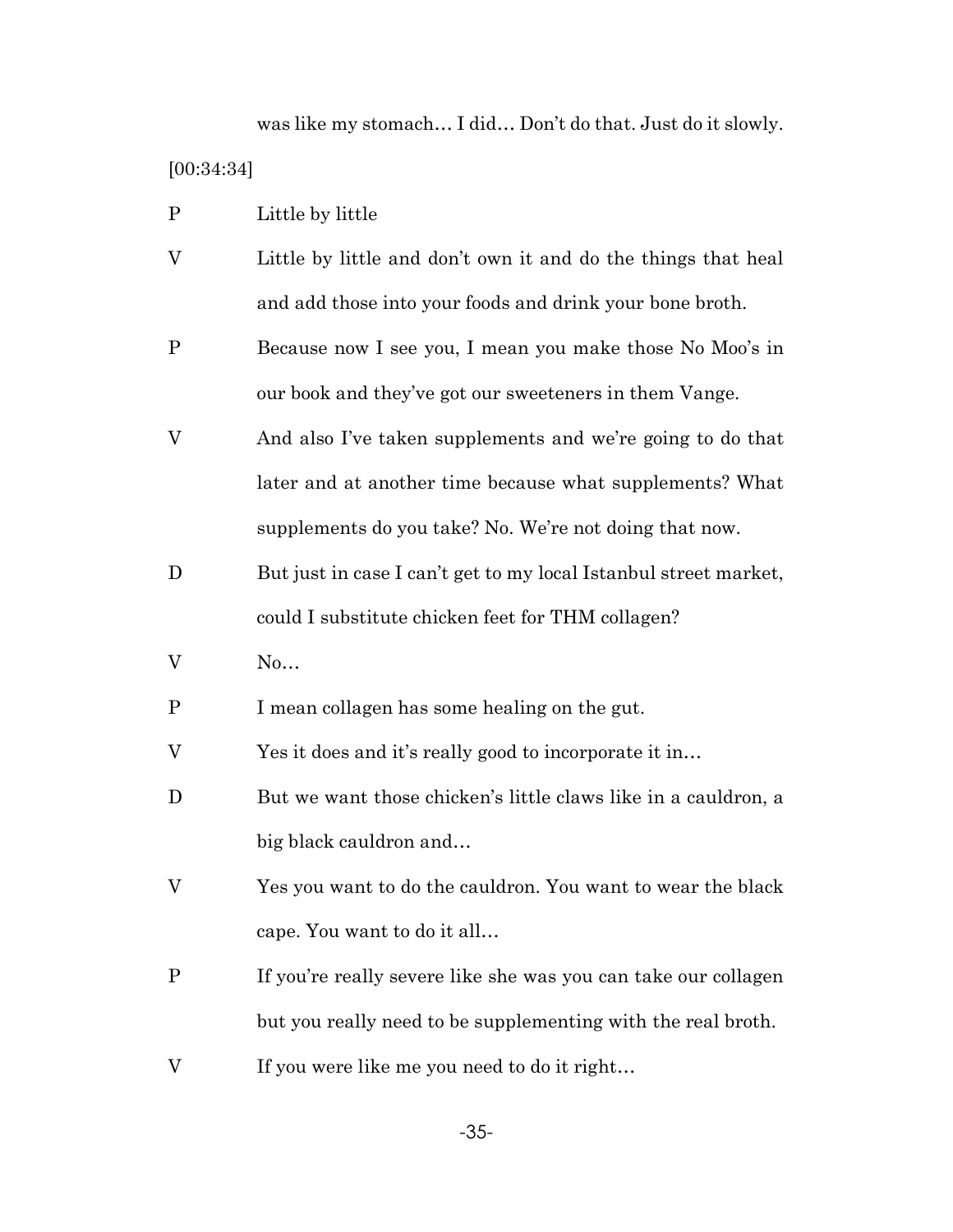was like my stomach… I did… Don't do that. Just do it slowly.

[00:34:34]

P Little by little

V Little by little and don't own it and do the things that heal and add those into your foods and drink your bone broth.

P Because now I see you, I mean you make those No Moo's in our book and they've got our sweeteners in them Vange.

V And also I've taken supplements and we're going to do that later and at another time because what supplements? What supplements do you take? No. We're not doing that now.

D But just in case I can't get to my local Istanbul street market, could I substitute chicken feet for THM collagen?

V No…

P I mean collagen has some healing on the gut.

V Yes it does and it's really good to incorporate it in…

D But we want those chicken's little claws like in a cauldron, a big black cauldron and…

V Yes you want to do the cauldron. You want to wear the black cape. You want to do it all…

P If you're really severe like she was you can take our collagen but you really need to be supplementing with the real broth.

V If you were like me you need to do it right…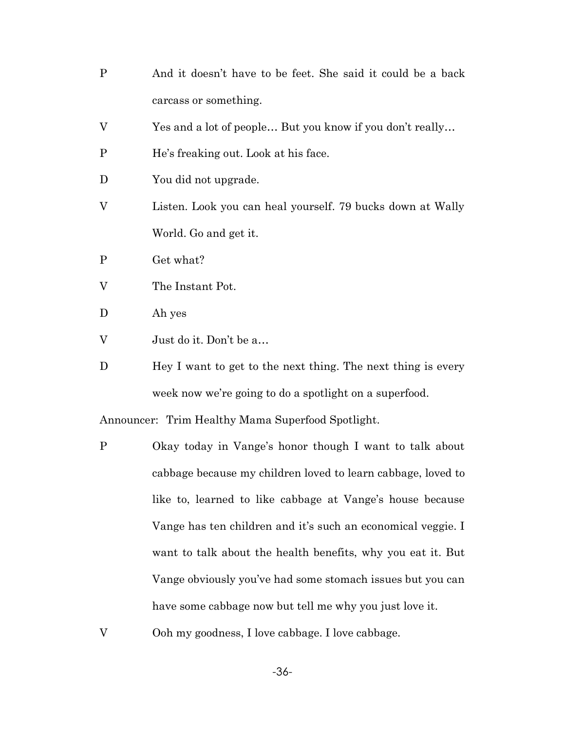P	And it doesn't have to be feet. She said it could be a back carcass or something.

V	Yes and a lot of people… But you know if you don't really…

P	He's freaking out. Look at his face.

D	You did not upgrade.

V	Listen. Look you can heal yourself. 79 bucks down at Wally World. Go and get it.

P	Get what?

V	The Instant Pot.

D	Ah yes

V	Just do it. Don't be a…

D	Hey I want to get to the next thing. The next thing is every week now we're going to do a spotlight on a superfood.

Announcer: Trim Healthy Mama Superfood Spotlight.

P	Okay today in Vange's honor though I want to talk about cabbage because my children loved to learn cabbage, loved to like to, learned to like cabbage at Vange's house because Vange has ten children and it's such an economical veggie. I want to talk about the health benefits, why you eat it. But Vange obviously you've had some stomach issues but you can have some cabbage now but tell me why you just love it.

V	Ooh my goodness, I love cabbage. I love cabbage.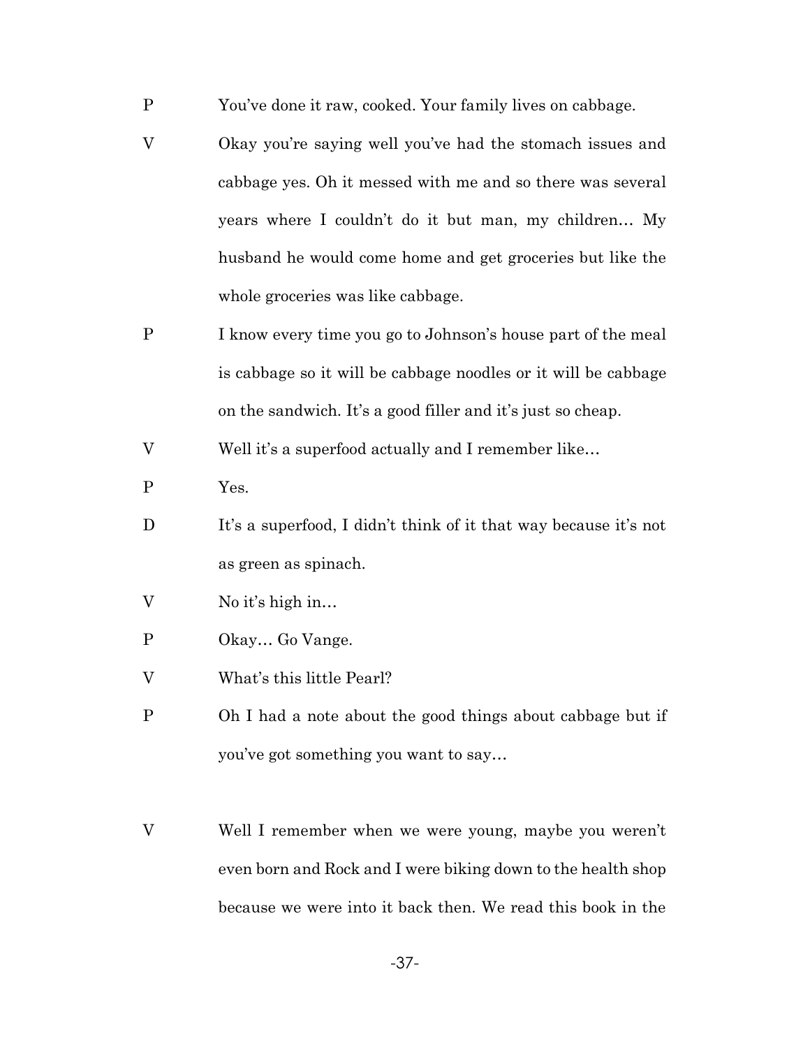P You've done it raw, cooked. Your family lives on cabbage.

V Okay you're saying well you've had the stomach issues and cabbage yes. Oh it messed with me and so there was several years where I couldn't do it but man, my children… My husband he would come home and get groceries but like the whole groceries was like cabbage.

P I know every time you go to Johnson's house part of the meal is cabbage so it will be cabbage noodles or it will be cabbage on the sandwich. It's a good filler and it's just so cheap.

V Well it's a superfood actually and I remember like…

P Yes.

D It's a superfood, I didn't think of it that way because it's not as green as spinach.

V No it's high in…

P Okay… Go Vange.

V What's this little Pearl?

P Oh I had a note about the good things about cabbage but if you've got something you want to say…

V Well I remember when we were young, maybe you weren't even born and Rock and I were biking down to the health shop because we were into it back then. We read this book in the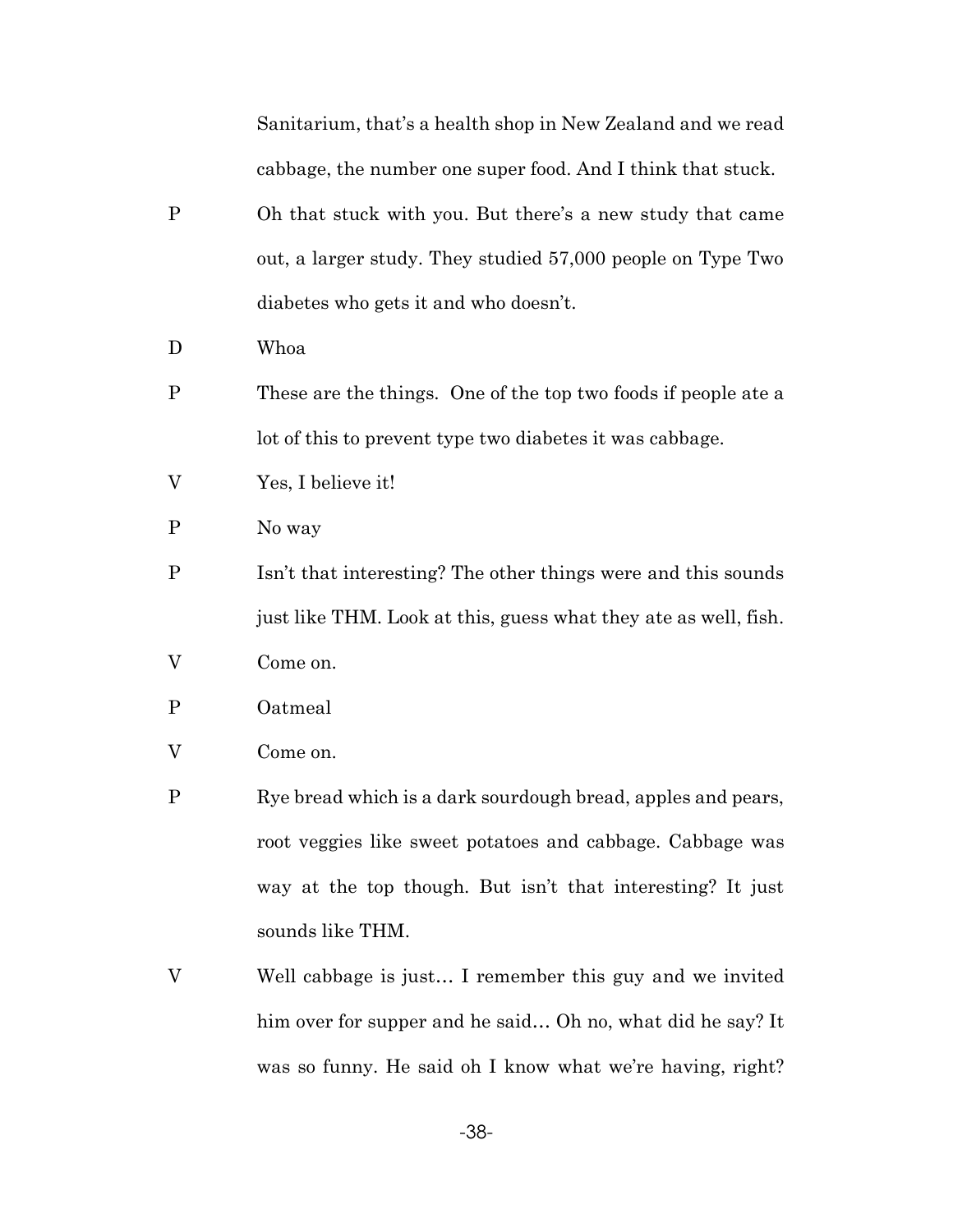Sanitarium, that's a health shop in New Zealand and we read cabbage, the number one super food. And I think that stuck.

P Oh that stuck with you. But there's a new study that came out, a larger study. They studied 57,000 people on Type Two diabetes who gets it and who doesn't.

D Whoa

P These are the things. One of the top two foods if people ate a lot of this to prevent type two diabetes it was cabbage.

V Yes, I believe it!

P No way

P Isn't that interesting? The other things were and this sounds just like THM. Look at this, guess what they ate as well, fish.

V Come on.

P Oatmeal

V Come on.

P Rye bread which is a dark sourdough bread, apples and pears, root veggies like sweet potatoes and cabbage. Cabbage was way at the top though. But isn't that interesting? It just sounds like THM.

V Well cabbage is just… I remember this guy and we invited him over for supper and he said… Oh no, what did he say? It was so funny. He said oh I know what we're having, right?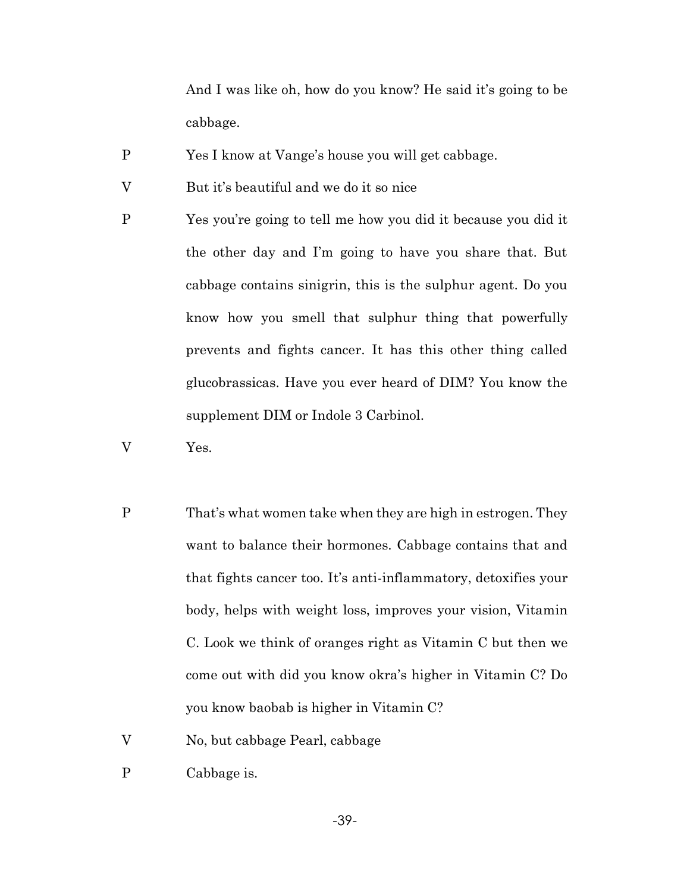And I was like oh, how do you know? He said it's going to be cabbage.

P Yes I know at Vange's house you will get cabbage.

V But it's beautiful and we do it so nice

P Yes you're going to tell me how you did it because you did it the other day and I'm going to have you share that. But cabbage contains sinigrin, this is the sulphur agent. Do you know how you smell that sulphur thing that powerfully prevents and fights cancer. It has this other thing called glucobrassicas. Have you ever heard of DIM? You know the supplement DIM or Indole 3 Carbinol.

V Yes.

P That's what women take when they are high in estrogen. They want to balance their hormones. Cabbage contains that and that fights cancer too. It's anti-inflammatory, detoxifies your body, helps with weight loss, improves your vision, Vitamin C. Look we think of oranges right as Vitamin C but then we come out with did you know okra's higher in Vitamin C? Do you know baobab is higher in Vitamin C?

V No, but cabbage Pearl, cabbage

P Cabbage is.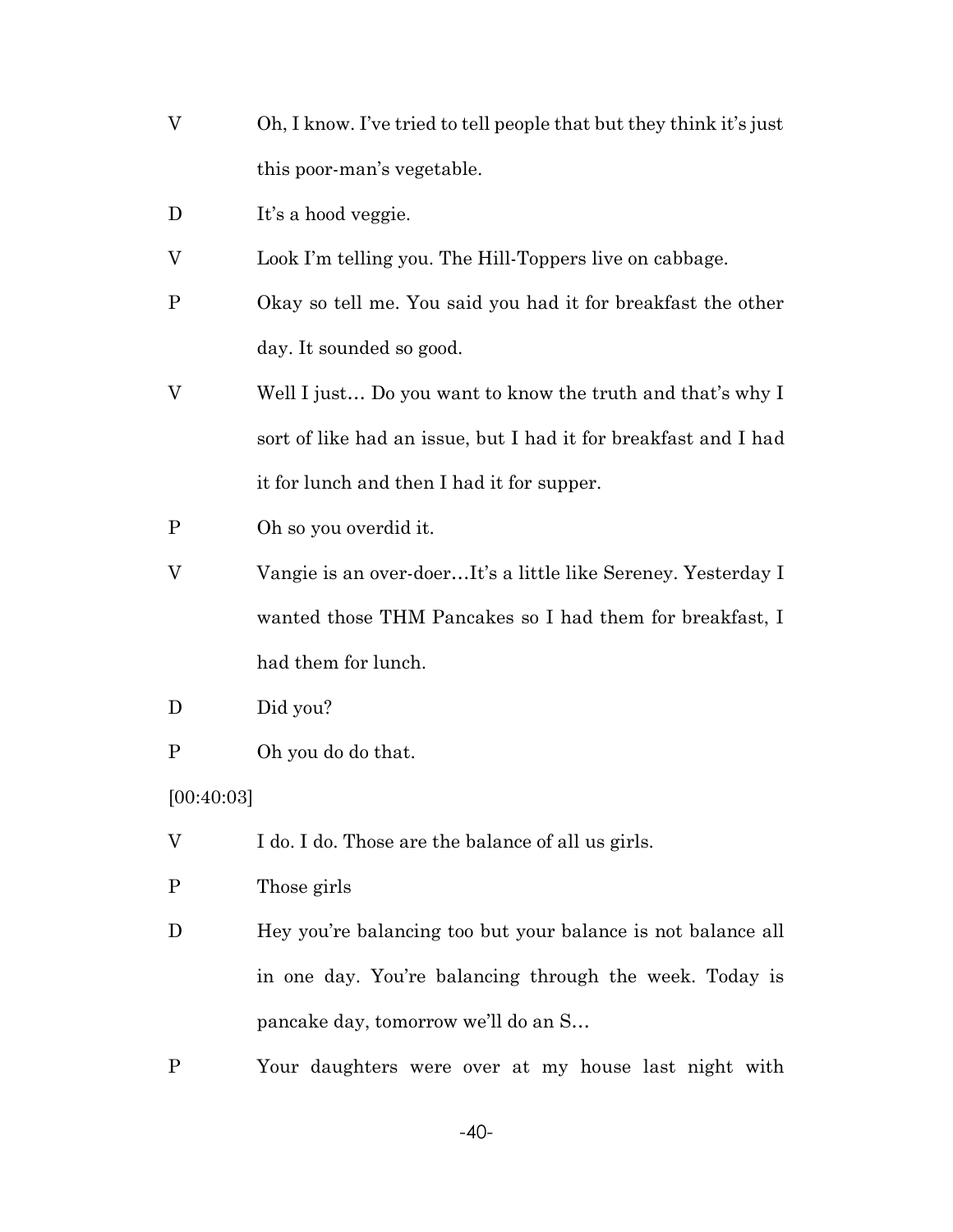V Oh, I know. I've tried to tell people that but they think it's just this poor-man's vegetable.

D It's a hood veggie.

V Look I'm telling you. The Hill-Toppers live on cabbage.

P Okay so tell me. You said you had it for breakfast the other day. It sounded so good.

V Well I just… Do you want to know the truth and that's why I sort of like had an issue, but I had it for breakfast and I had it for lunch and then I had it for supper.

P Oh so you overdid it.

V Vangie is an over-doer…It's a little like Sereney. Yesterday I wanted those THM Pancakes so I had them for breakfast, I had them for lunch.

D Did you?

P Oh you do do that.

[00:40:03]

V I do. I do. Those are the balance of all us girls.

P Those girls

D Hey you're balancing too but your balance is not balance all in one day. You're balancing through the week. Today is pancake day, tomorrow we'll do an S…

P Your daughters were over at my house last night with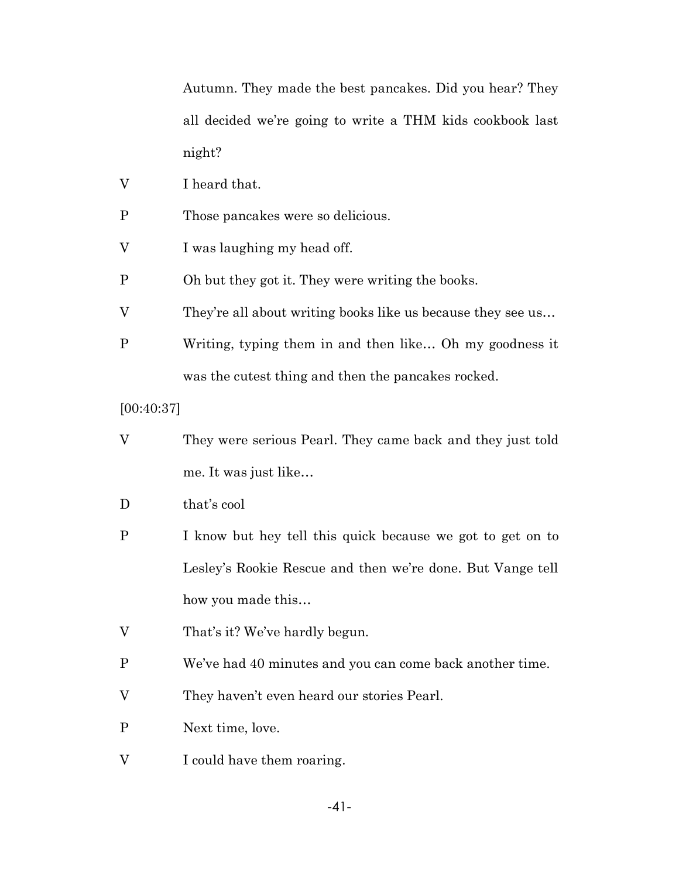Autumn. They made the best pancakes. Did you hear? They all decided we're going to write a THM kids cookbook last night?

V	I heard that.

P	Those pancakes were so delicious.

V	I was laughing my head off.

P	Oh but they got it. They were writing the books.

V	They're all about writing books like us because they see us…

P	Writing, typing them in and then like… Oh my goodness it was the cutest thing and then the pancakes rocked.

[00:40:37]

V	They were serious Pearl. They came back and they just told me. It was just like…

D	that's cool

P	I know but hey tell this quick because we got to get on to Lesley's Rookie Rescue and then we're done. But Vange tell how you made this…

V	That's it? We've hardly begun.

P	We've had 40 minutes and you can come back another time.

V	They haven't even heard our stories Pearl.

P	Next time, love.

V	I could have them roaring.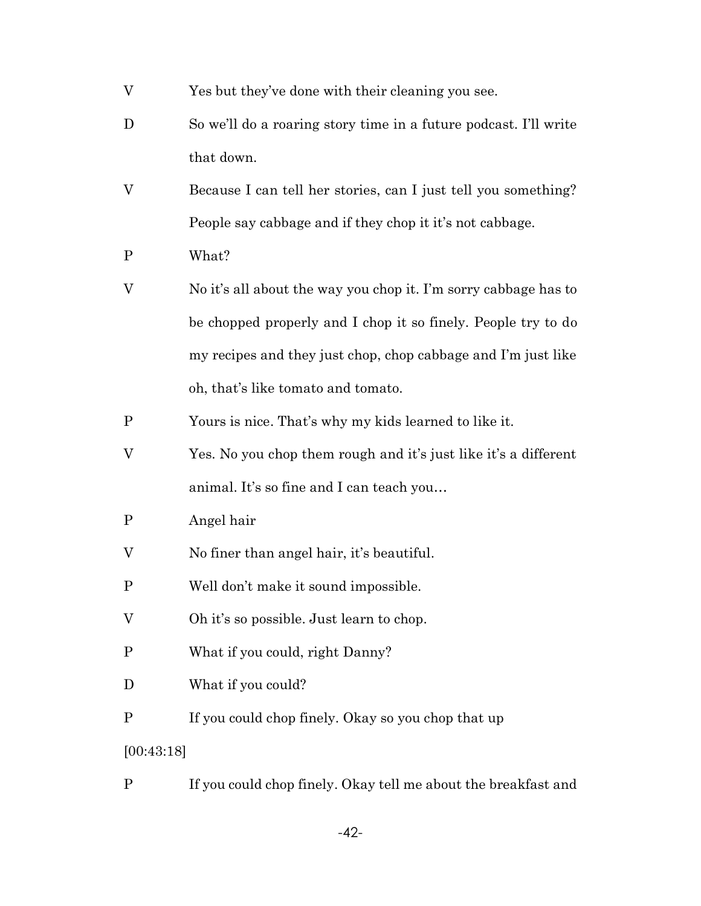V Yes but they've done with their cleaning you see.

D So we'll do a roaring story time in a future podcast. I'll write that down.

V Because I can tell her stories, can I just tell you something? People say cabbage and if they chop it it's not cabbage.

P What?

V No it's all about the way you chop it. I'm sorry cabbage has to be chopped properly and I chop it so finely. People try to do my recipes and they just chop, chop cabbage and I'm just like oh, that's like tomato and tomato.

P Yours is nice. That's why my kids learned to like it.

V Yes. No you chop them rough and it's just like it's a different animal. It's so fine and I can teach you…

P Angel hair

V No finer than angel hair, it's beautiful.

P Well don't make it sound impossible.

V Oh it's so possible. Just learn to chop.

P What if you could, right Danny?

D What if you could?

P If you could chop finely. Okay so you chop that up

[00:43:18]

P If you could chop finely. Okay tell me about the breakfast and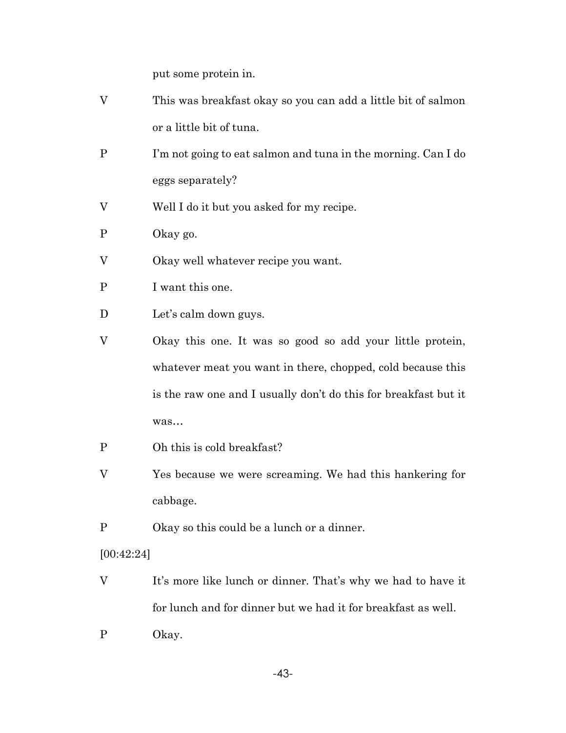put some protein in.

V This was breakfast okay so you can add a little bit of salmon or a little bit of tuna.

P I'm not going to eat salmon and tuna in the morning. Can I do eggs separately?

V Well I do it but you asked for my recipe.

P Okay go.

V Okay well whatever recipe you want.

P I want this one.

D Let's calm down guys.

V Okay this one. It was so good so add your little protein, whatever meat you want in there, chopped, cold because this is the raw one and I usually don't do this for breakfast but it was…

P Oh this is cold breakfast?

V Yes because we were screaming. We had this hankering for cabbage.

P Okay so this could be a lunch or a dinner.

[00:42:24]

V It's more like lunch or dinner. That's why we had to have it for lunch and for dinner but we had it for breakfast as well.

P Okay.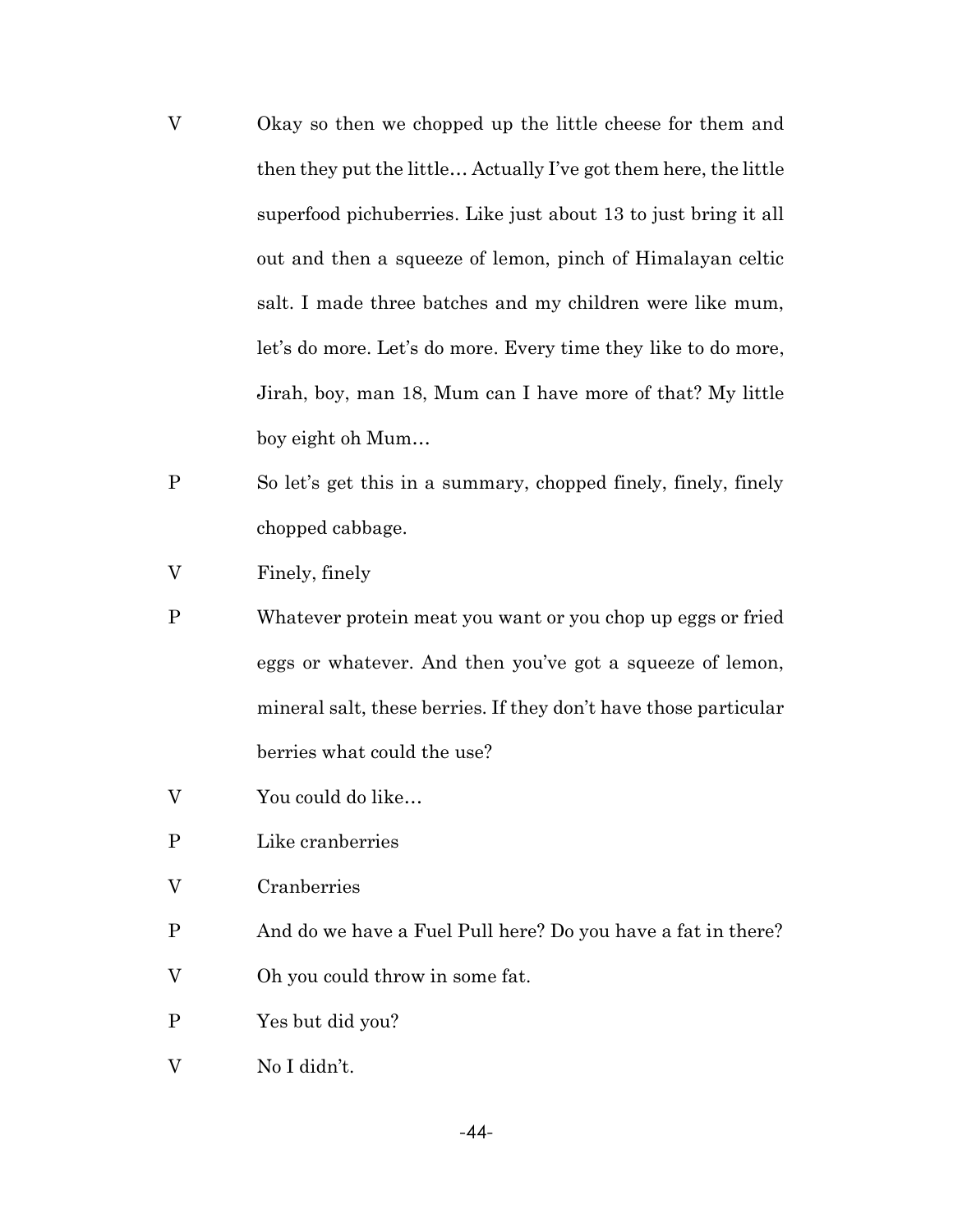V Okay so then we chopped up the little cheese for them and then they put the little… Actually I've got them here, the little superfood pichuberries. Like just about 13 to just bring it all out and then a squeeze of lemon, pinch of Himalayan celtic salt. I made three batches and my children were like mum, let's do more. Let's do more. Every time they like to do more, Jirah, boy, man 18, Mum can I have more of that? My little boy eight oh Mum…

P So let's get this in a summary, chopped finely, finely, finely chopped cabbage.

V Finely, finely

P Whatever protein meat you want or you chop up eggs or fried eggs or whatever. And then you've got a squeeze of lemon, mineral salt, these berries. If they don't have those particular berries what could the use?

V You could do like…

P Like cranberries

V Cranberries

P And do we have a Fuel Pull here? Do you have a fat in there?

V Oh you could throw in some fat.

P Yes but did you?

V No I didn't.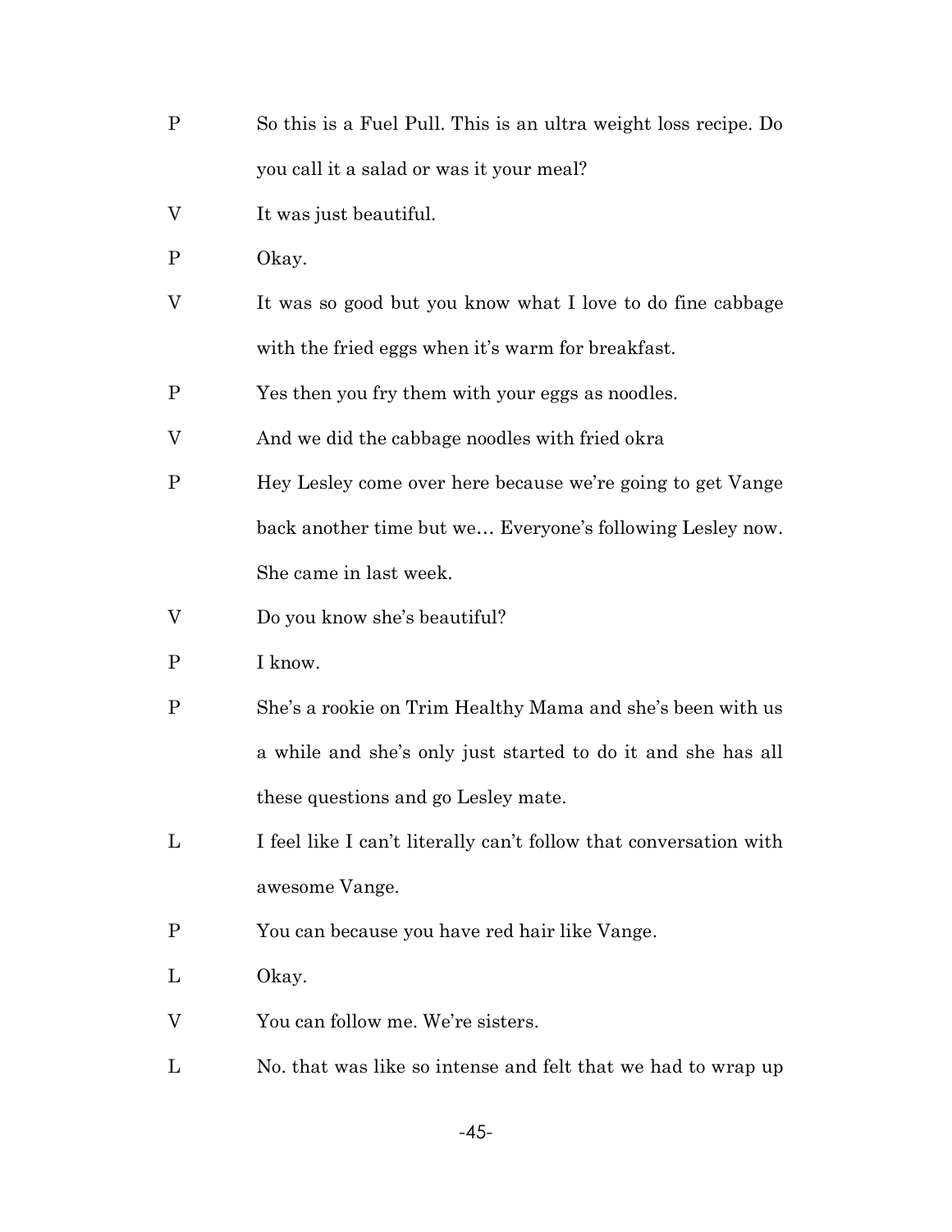P So this is a Fuel Pull. This is an ultra weight loss recipe. Do you call it a salad or was it your meal?

V It was just beautiful.

P Okay.

V It was so good but you know what I love to do fine cabbage with the fried eggs when it's warm for breakfast.

P Yes then you fry them with your eggs as noodles.

V And we did the cabbage noodles with fried okra

P Hey Lesley come over here because we're going to get Vange back another time but we… Everyone's following Lesley now. She came in last week.

V Do you know she's beautiful?

P I know.

P She's a rookie on Trim Healthy Mama and she's been with us a while and she's only just started to do it and she has all these questions and go Lesley mate.

L I feel like I can't literally can't follow that conversation with awesome Vange.

P You can because you have red hair like Vange.

L Okay.

V You can follow me. We're sisters.

L No. that was like so intense and felt that we had to wrap up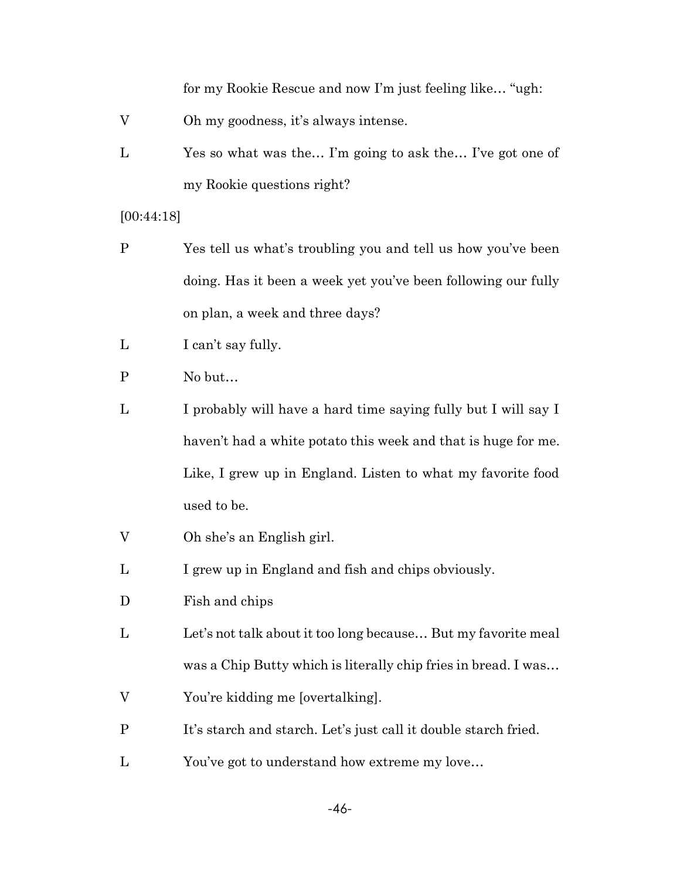for my Rookie Rescue and now I'm just feeling like… "ugh:

V Oh my goodness, it's always intense.

L Yes so what was the… I'm going to ask the… I've got one of my Rookie questions right?

[00:44:18]

P Yes tell us what's troubling you and tell us how you've been doing. Has it been a week yet you've been following our fully on plan, a week and three days?

L I can't say fully.

P No but…

L I probably will have a hard time saying fully but I will say I haven't had a white potato this week and that is huge for me. Like, I grew up in England. Listen to what my favorite food used to be.

V Oh she's an English girl.

L I grew up in England and fish and chips obviously.

D Fish and chips

L Let's not talk about it too long because… But my favorite meal was a Chip Butty which is literally chip fries in bread. I was…

V You're kidding me [overtalking].

P It's starch and starch. Let's just call it double starch fried.

L You've got to understand how extreme my love…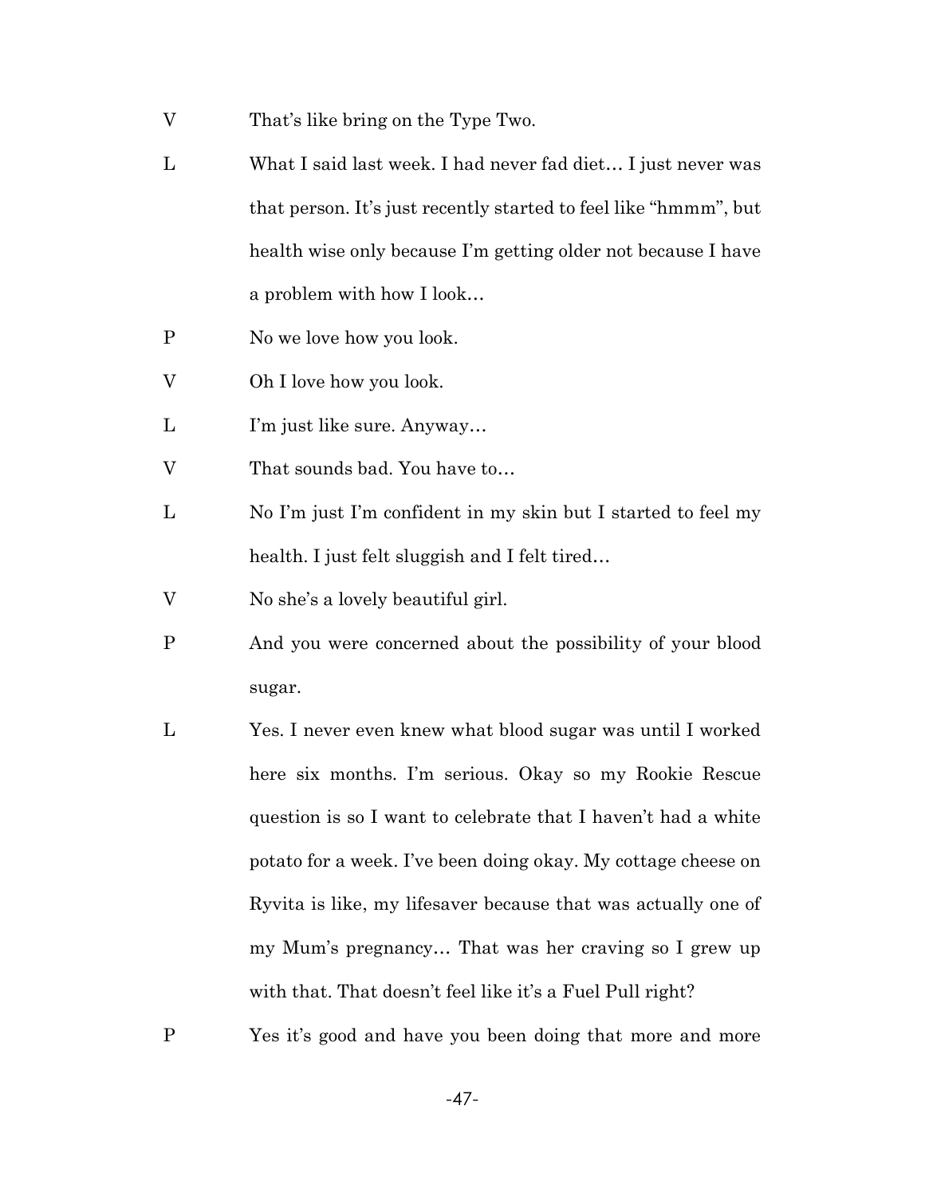V That's like bring on the Type Two.

L What I said last week. I had never fad diet… I just never was that person. It's just recently started to feel like "hmmm", but health wise only because I'm getting older not because I have a problem with how I look…

P No we love how you look.

V Oh I love how you look.

L I'm just like sure. Anyway…

V That sounds bad. You have to…

L No I'm just I'm confident in my skin but I started to feel my health. I just felt sluggish and I felt tired…

V No she's a lovely beautiful girl.

P And you were concerned about the possibility of your blood sugar.

L Yes. I never even knew what blood sugar was until I worked here six months. I'm serious. Okay so my Rookie Rescue question is so I want to celebrate that I haven't had a white potato for a week. I've been doing okay. My cottage cheese on Ryvita is like, my lifesaver because that was actually one of my Mum's pregnancy… That was her craving so I grew up with that. That doesn't feel like it's a Fuel Pull right?

P Yes it's good and have you been doing that more and more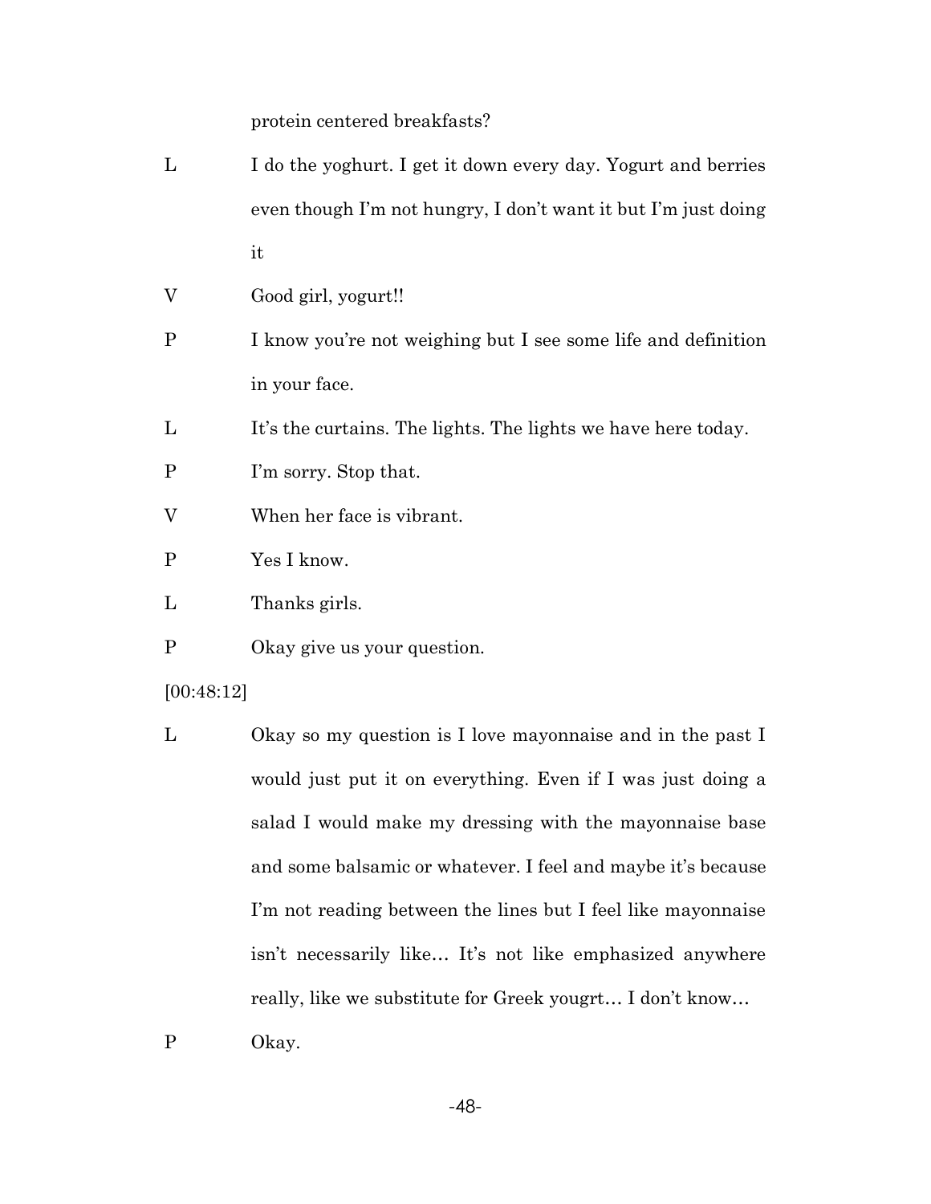protein centered breakfasts?

L	I do the yoghurt. I get it down every day. Yogurt and berries even though I'm not hungry, I don't want it but I'm just doing it

V	Good girl, yogurt!!

P	I know you're not weighing but I see some life and definition in your face.

L	It's the curtains. The lights. The lights we have here today.

P	I'm sorry. Stop that.

V	When her face is vibrant.

P	Yes I know.

L	Thanks girls.

P	Okay give us your question.

[00:48:12]

L	Okay so my question is I love mayonnaise and in the past I would just put it on everything. Even if I was just doing a salad I would make my dressing with the mayonnaise base and some balsamic or whatever. I feel and maybe it's because I'm not reading between the lines but I feel like mayonnaise isn't necessarily like… It's not like emphasized anywhere really, like we substitute for Greek yougrt… I don't know…

P	Okay.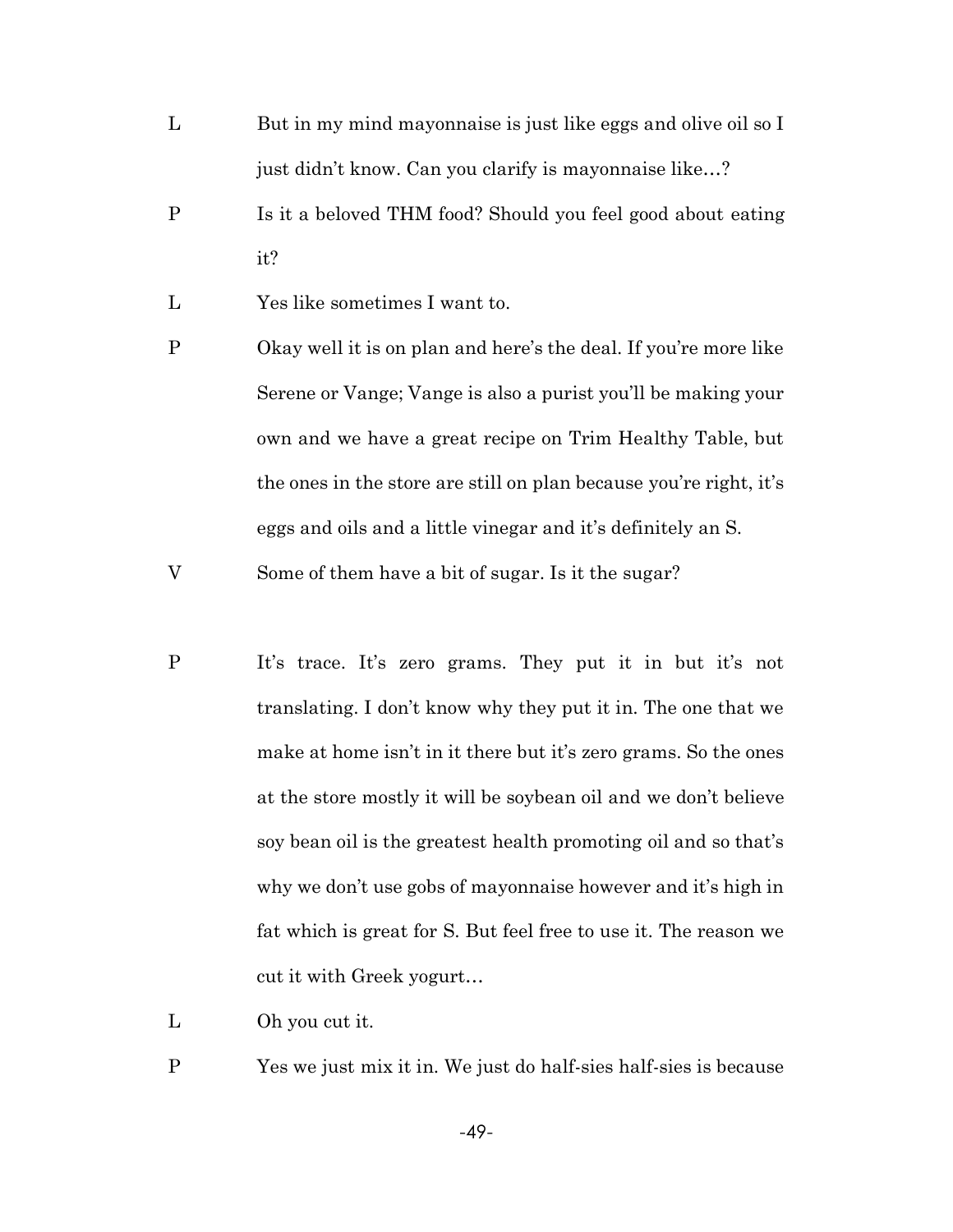L But in my mind mayonnaise is just like eggs and olive oil so I just didn't know. Can you clarify is mayonnaise like…?

P Is it a beloved THM food? Should you feel good about eating it?

L Yes like sometimes I want to.

P Okay well it is on plan and here's the deal. If you're more like Serene or Vange; Vange is also a purist you'll be making your own and we have a great recipe on Trim Healthy Table, but the ones in the store are still on plan because you're right, it's eggs and oils and a little vinegar and it's definitely an S.

V Some of them have a bit of sugar. Is it the sugar?

P It's trace. It's zero grams. They put it in but it's not translating. I don't know why they put it in. The one that we make at home isn't in it there but it's zero grams. So the ones at the store mostly it will be soybean oil and we don't believe soy bean oil is the greatest health promoting oil and so that's why we don't use gobs of mayonnaise however and it's high in fat which is great for S. But feel free to use it. The reason we cut it with Greek yogurt…

L Oh you cut it.

P Yes we just mix it in. We just do half-sies half-sies is because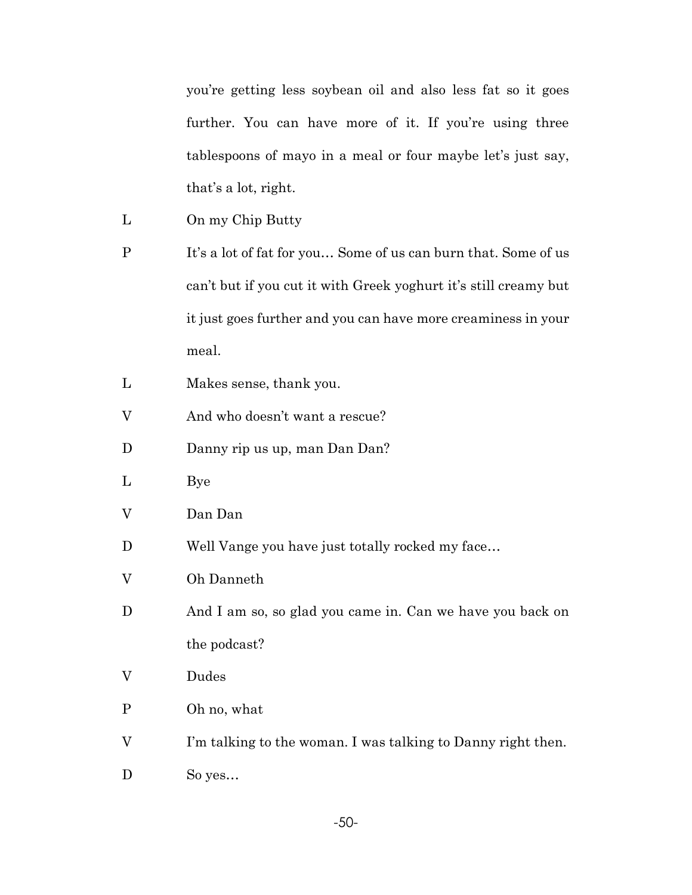you're getting less soybean oil and also less fat so it goes further. You can have more of it. If you're using three tablespoons of mayo in a meal or four maybe let's just say, that's a lot, right.

L	On my Chip Butty

P	It's a lot of fat for you… Some of us can burn that. Some of us can't but if you cut it with Greek yoghurt it's still creamy but it just goes further and you can have more creaminess in your meal.

L	Makes sense, thank you.

V	And who doesn't want a rescue?

D	Danny rip us up, man Dan Dan?

L	Bye

V	Dan Dan

D	Well Vange you have just totally rocked my face…

V	Oh Danneth

D	And I am so, so glad you came in. Can we have you back on the podcast?

V	Dudes

P	Oh no, what

V	I'm talking to the woman. I was talking to Danny right then.

D	So yes…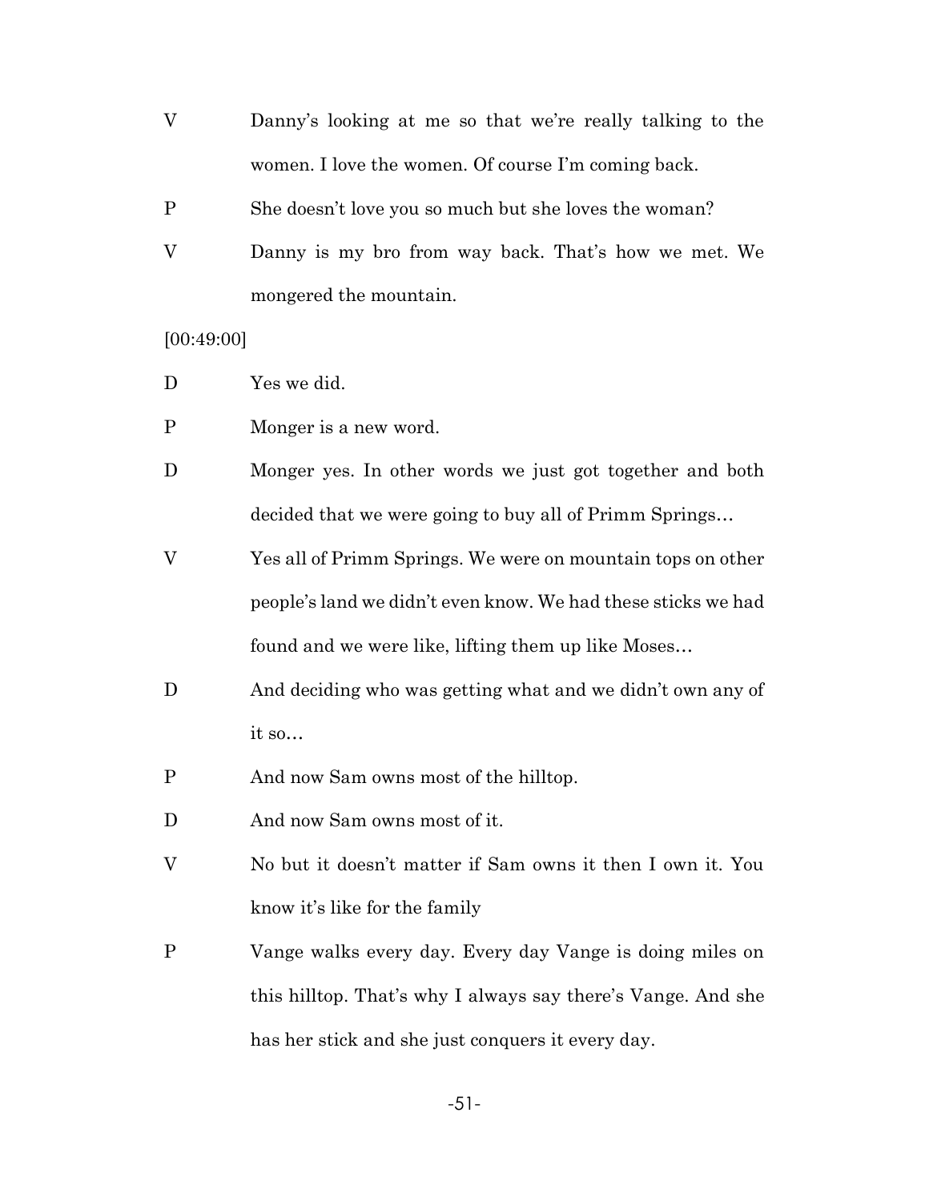V Danny's looking at me so that we're really talking to the women. I love the women. Of course I'm coming back.

P She doesn't love you so much but she loves the woman?

V Danny is my bro from way back. That's how we met. We mongered the mountain.

[00:49:00]

D Yes we did.

P Monger is a new word.

D Monger yes. In other words we just got together and both decided that we were going to buy all of Primm Springs…

V Yes all of Primm Springs. We were on mountain tops on other people's land we didn't even know. We had these sticks we had found and we were like, lifting them up like Moses…

D And deciding who was getting what and we didn't own any of it so…

P And now Sam owns most of the hilltop.

D And now Sam owns most of it.

V No but it doesn't matter if Sam owns it then I own it. You know it's like for the family

P Vange walks every day. Every day Vange is doing miles on this hilltop. That's why I always say there's Vange. And she has her stick and she just conquers it every day.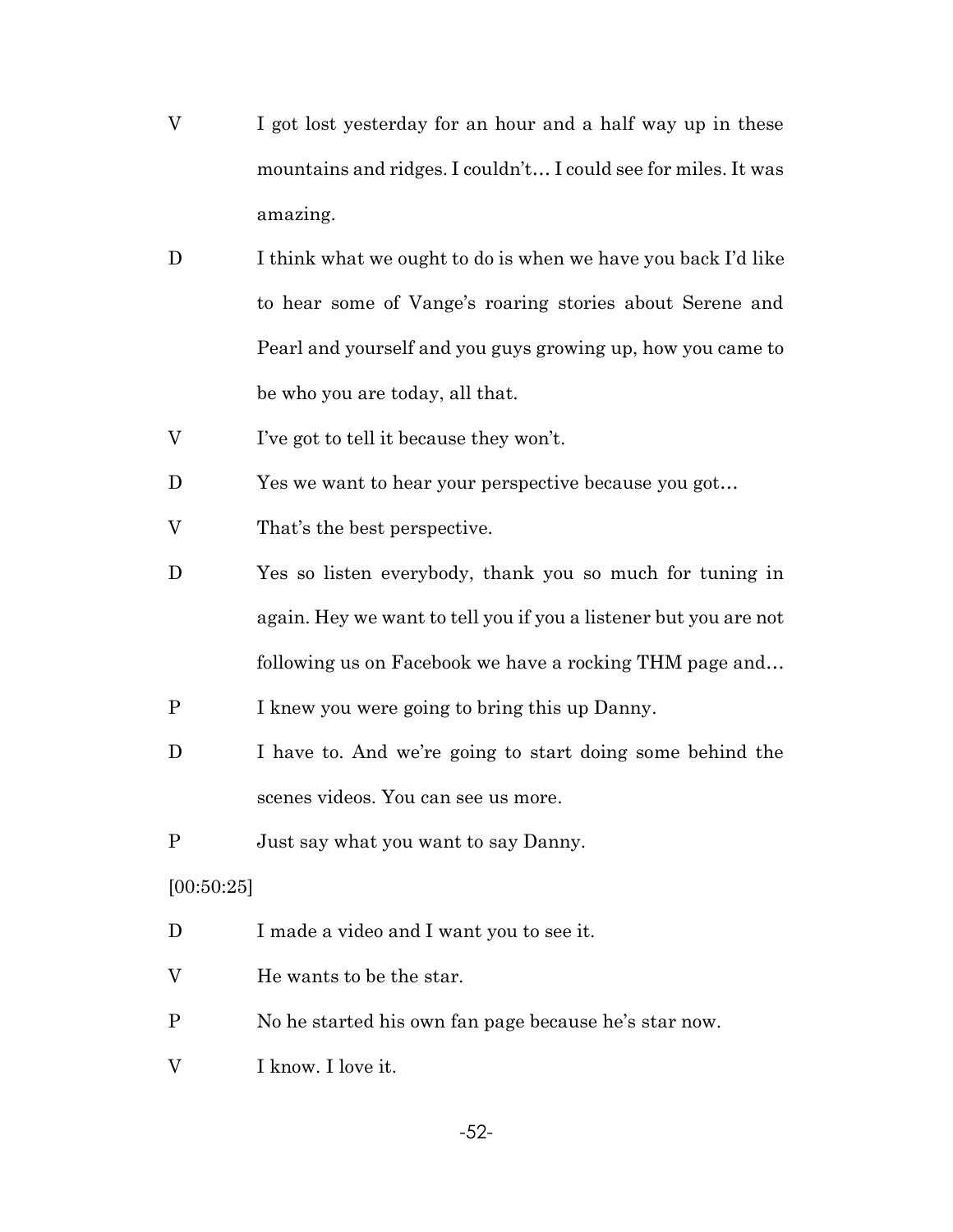V I got lost yesterday for an hour and a half way up in these mountains and ridges. I couldn't… I could see for miles. It was amazing.

D I think what we ought to do is when we have you back I'd like to hear some of Vange's roaring stories about Serene and Pearl and yourself and you guys growing up, how you came to be who you are today, all that.

V I've got to tell it because they won't.

D Yes we want to hear your perspective because you got…

V That's the best perspective.

D Yes so listen everybody, thank you so much for tuning in again. Hey we want to tell you if you a listener but you are not following us on Facebook we have a rocking THM page and…

P I knew you were going to bring this up Danny.

D I have to. And we're going to start doing some behind the scenes videos. You can see us more.

P Just say what you want to say Danny.

[00:50:25]

D I made a video and I want you to see it.

V He wants to be the star.

P No he started his own fan page because he's star now.

V I know. I love it.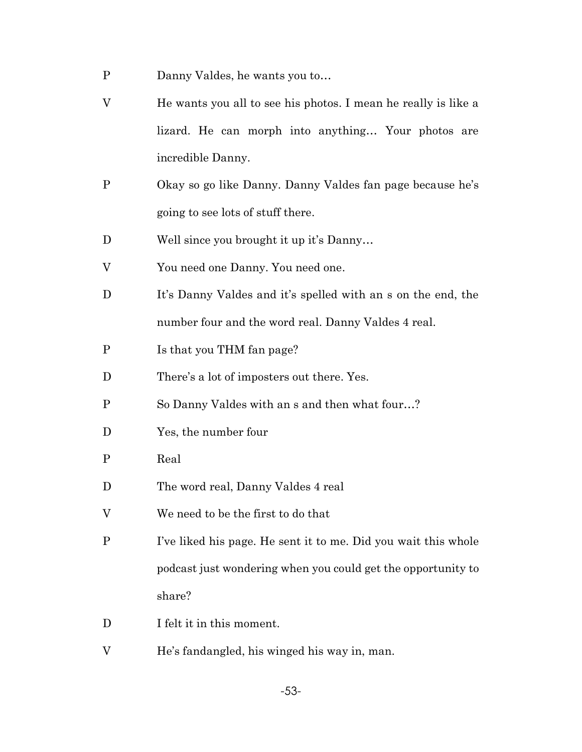P Danny Valdes, he wants you to…

V He wants you all to see his photos. I mean he really is like a lizard. He can morph into anything… Your photos are incredible Danny.

P Okay so go like Danny. Danny Valdes fan page because he's going to see lots of stuff there.

D Well since you brought it up it's Danny…

V You need one Danny. You need one.

D It's Danny Valdes and it's spelled with an s on the end, the number four and the word real. Danny Valdes 4 real.

P Is that you THM fan page?

D There's a lot of imposters out there. Yes.

P So Danny Valdes with an s and then what four…?

D Yes, the number four

P Real

D The word real, Danny Valdes 4 real

V We need to be the first to do that

P I've liked his page. He sent it to me. Did you wait this whole podcast just wondering when you could get the opportunity to share?

D I felt it in this moment.

V He's fandangled, his winged his way in, man.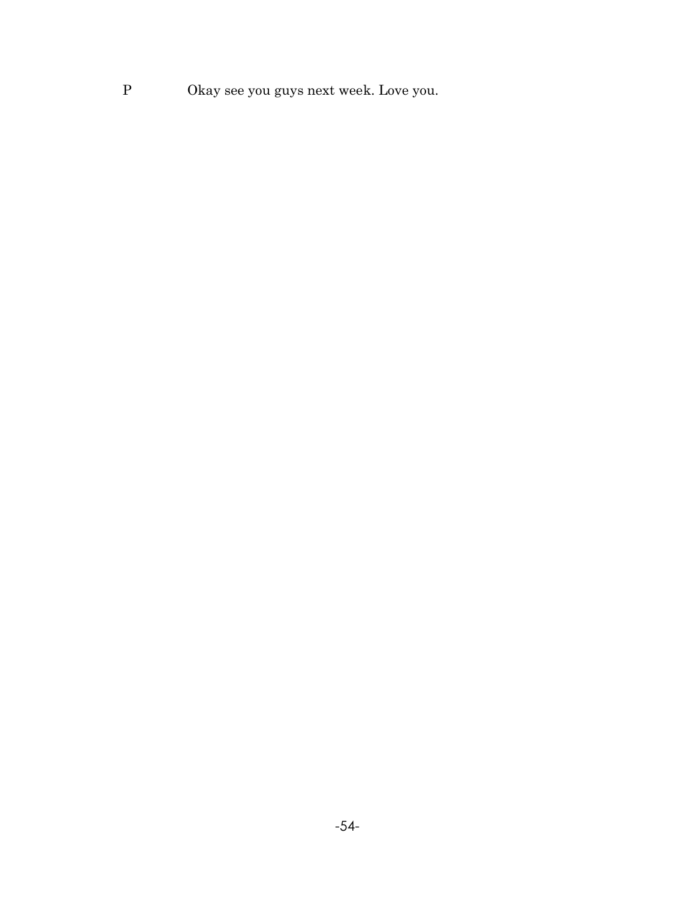P Okay see you guys next week. Love you.